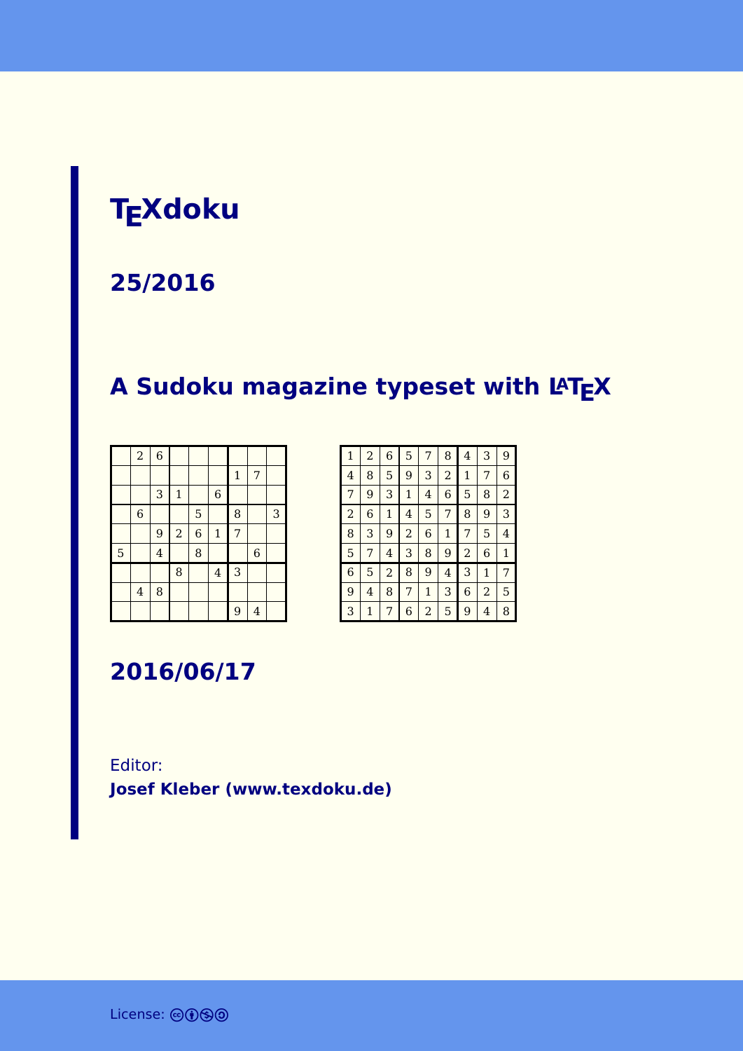# TEXdoku

## 25/2016

## A Sudoku magazine typeset with LATEX

| | | | | | | | | |
|---|---|---|---|---|---|---|---|---|
| | 2 | 6 | | | | | | |
| | | | | | | 1 | 7 | |
| | | 3 | 1 | | 6 | | | |
| | 6 | | | 5 | | 8 | | 3 |
| | | 9 | 2 | 6 | 1 | 7 | | |
| 5 | | 4 | | 8 | | | 6 | |
| | | | 8 | | 4 | 3 | | |
| | 4 | 8 | | | | | | |
| | | | | | | 9 | 4 | |

| | | | | | | | | |
|---|---|---|---|---|---|---|---|---|
| 1 | 2 | 6 | 5 | 7 | 8 | 4 | 3 | 9 |
| 4 | 8 | 5 | 9 | 3 | 2 | 1 | 7 | 6 |
| 7 | 9 | 3 | 1 | 4 | 6 | 5 | 8 | 2 |
| 2 | 6 | 1 | 4 | 5 | 7 | 8 | 9 | 3 |
| 8 | 3 | 9 | 2 | 6 | 1 | 7 | 5 | 4 |
| 5 | 7 | 4 | 3 | 8 | 9 | 2 | 6 | 1 |
| 6 | 5 | 2 | 8 | 9 | 4 | 3 | 1 | 7 |
| 9 | 4 | 8 | 7 | 1 | 3 | 6 | 2 | 5 |
| 3 | 1 | 7 | 6 | 2 | 5 | 9 | 4 | 8 |

## 2016/06/17

Editor:
**Josef Kleber (www.texdoku.de)**

License: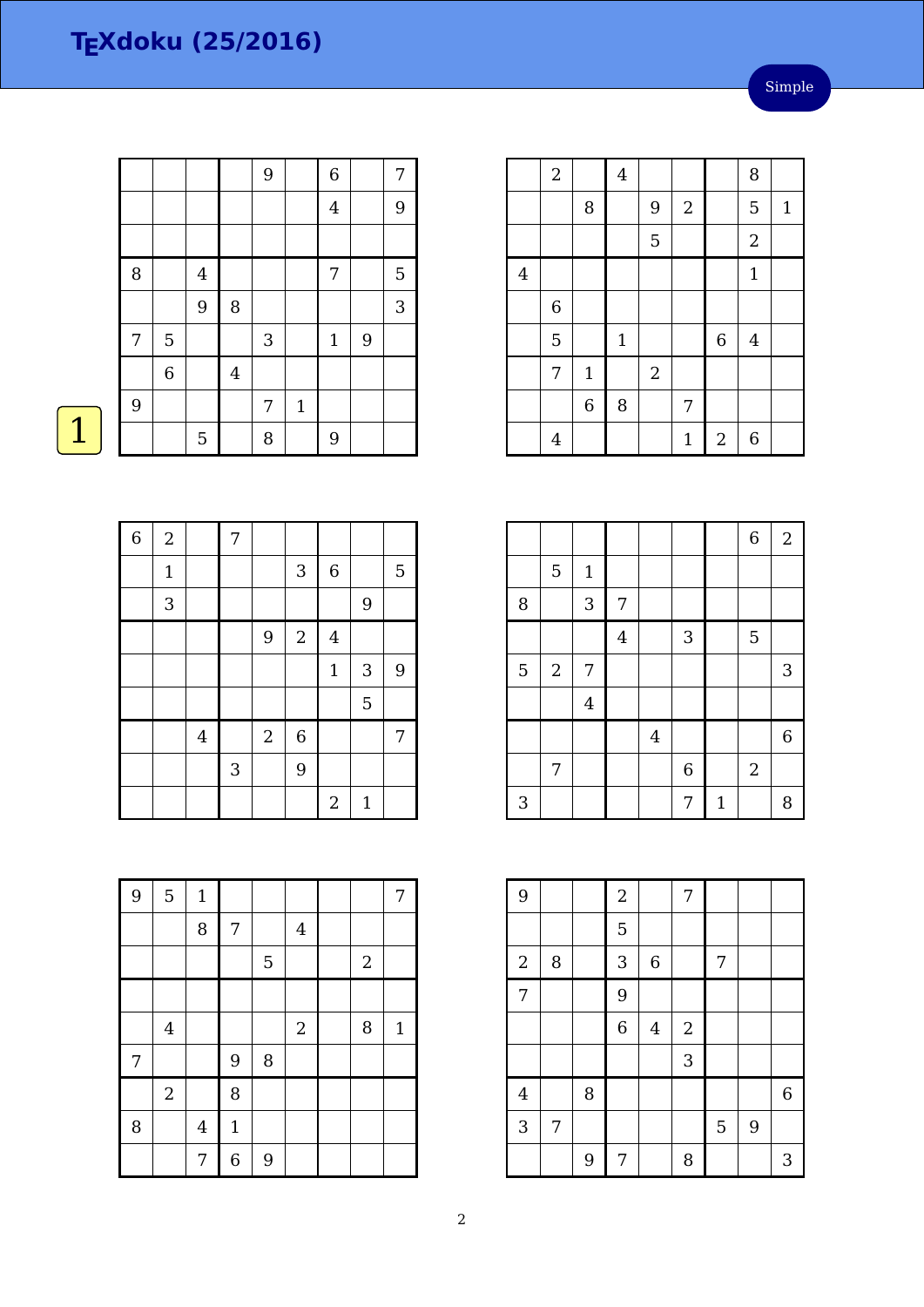# TEXdoku (25/2016)

Simple

1

| | | | | | | | | |
|---|---|---|---|---|---|---|---|---|
| | | | | 9 | | 6 | | 7 |
| | | | | | | 4 | | 9 |
| | | | | | | | | |
| 8 | | 4 | | | | 7 | | 5 |
| | | 9 | 8 | | | | | 3 |
| 7 | 5 | | | 3 | | 1 | 9 | |
| | 6 | | 4 | | | | | |
| 9 | | | | 7 | 1 | | | |
| | | 5 | | 8 | | 9 | | |

| | | | | | | | | |
|---|---|---|---|---|---|---|---|---|
| | 2 | | 4 | | | | 8 | |
| | | 8 | | 9 | 2 | | 5 | 1 |
| | | | | 5 | | | 2 | |
| 4 | | | | | | | 1 | |
| | 6 | | | | | | | |
| | 5 | | 1 | | | 6 | 4 | |
| | 7 | 1 | | 2 | | | | |
| | | 6 | 8 | | 7 | | | |
| | 4 | | | | 1 | 2 | 6 | |

| | | | | | | | | |
|---|---|---|---|---|---|---|---|---|
| 6 | 2 | | 7 | | | | | |
| | 1 | | | | 3 | 6 | | 5 |
| | 3 | | | | | | 9 | |
| | | | | 9 | 2 | 4 | | |
| | | | | | | 1 | 3 | 9 |
| | | | | | | | 5 | |
| | | 4 | | 2 | 6 | | | 7 |
| | | | 3 | | 9 | | | |
| | | | | | | 2 | 1 | |

| | | | | | | | | |
|---|---|---|---|---|---|---|---|---|
| | | | | | | | 6 | 2 |
| | 5 | 1 | | | | | | |
| 8 | | 3 | 7 | | | | | |
| | | | 4 | | 3 | | 5 | |
| 5 | 2 | 7 | | | | | | 3 |
| | | 4 | | | | | | |
| | | | | 4 | | | | 6 |
| | 7 | | | | 6 | | 2 | |
| 3 | | | | | 7 | 1 | | 8 |

| | | | | | | | | |
|---|---|---|---|---|---|---|---|---|
| 9 | 5 | 1 | | | | | | 7 |
| | | 8 | 7 | | 4 | | | |
| | | | | 5 | | | 2 | |
| | | | | | | | | |
| | 4 | | | | 2 | | 8 | 1 |
| 7 | | | 9 | 8 | | | | |
| | 2 | | 8 | | | | | |
| 8 | | 4 | 1 | | | | | |
| | | 7 | 6 | 9 | | | | |

| | | | | | | | | |
|---|---|---|---|---|---|---|---|---|
| 9 | | | 2 | | 7 | | | |
| | | | 5 | | | | | |
| 2 | 8 | | 3 | 6 | | 7 | | |
| 7 | | | 9 | | | | | |
| | | | 6 | 4 | 2 | | | |
| | | | | | 3 | | | |
| 4 | | 8 | | | | | | 6 |
| 3 | 7 | | | | | 5 | 9 | |
| | | 9 | 7 | | 8 | | | 3 |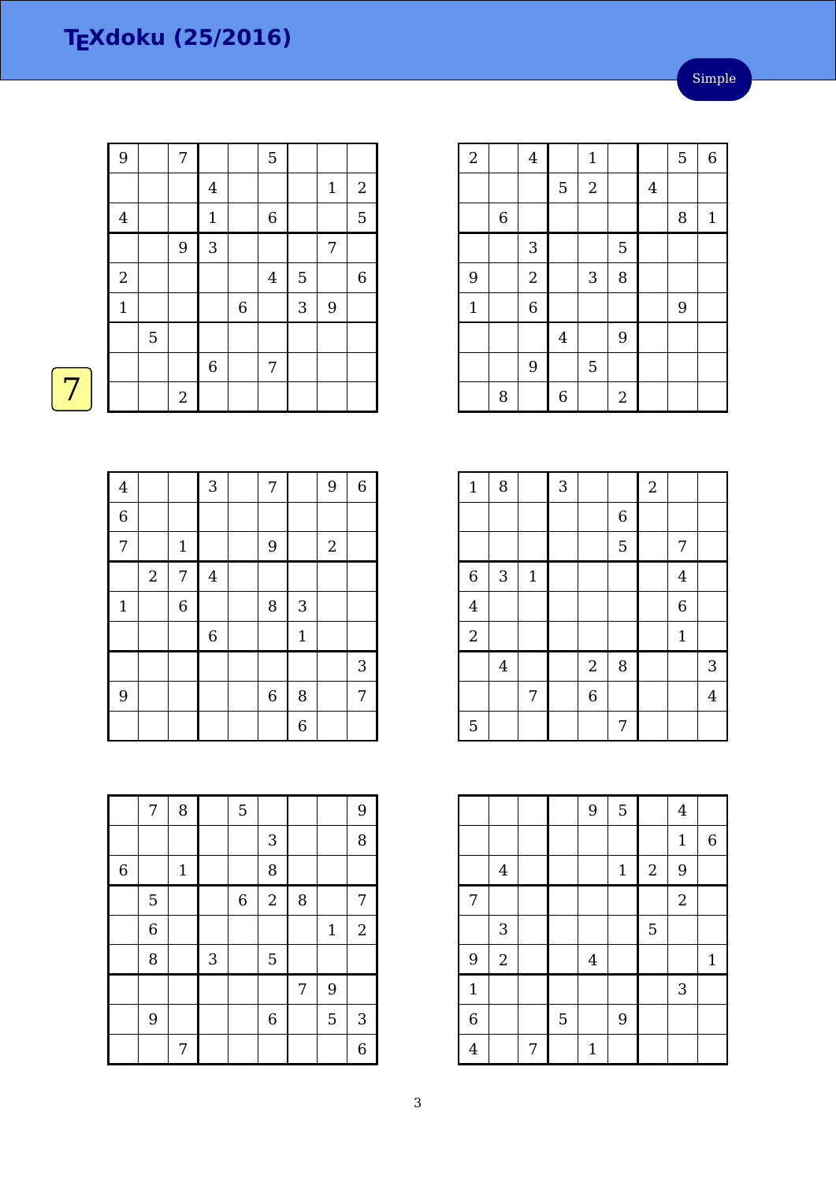# TEXdoku (25/2016)

Simple

7

| | | | | | | | | |
|---|---|---|---|---|---|---|---|---|
| 9 | | 7 | | | 5 | | | |
| | | | 4 | | | | 1 | 2 |
| 4 | | | 1 | | 6 | | | 5 |
| | | 9 | 3 | | | | 7 | |
| 2 | | | | | 4 | 5 | | 6 |
| 1 | | | | 6 | | 3 | 9 | |
| | 5 | | | | | | | |
| | | | 6 | | 7 | | | |
| | | 2 | | | | | | |

| | | | | | | | | |
|---|---|---|---|---|---|---|---|---|
| 2 | | 4 | | 1 | | | 5 | 6 |
| | | | 5 | 2 | | 4 | | |
| | 6 | | | | | | 8 | 1 |
| | | 3 | | | 5 | | | |
| 9 | | 2 | | 3 | 8 | | | |
| 1 | | 6 | | | | | 9 | |
| | | | 4 | | 9 | | | |
| | | 9 | | 5 | | | | |
| | 8 | | 6 | | 2 | | | |

| | | | | | | | | |
|---|---|---|---|---|---|---|---|---|
| 4 | | | 3 | | 7 | | 9 | 6 |
| 6 | | | | | | | | |
| 7 | | 1 | | | 9 | | 2 | |
| | 2 | 7 | 4 | | | | | |
| 1 | | 6 | | | 8 | 3 | | |
| | | | 6 | | | 1 | | |
| | | | | | | | | 3 |
| 9 | | | | | 6 | 8 | | 7 |
| | | | | | | 6 | | |

| | | | | | | | | |
|---|---|---|---|---|---|---|---|---|
| 1 | 8 | | 3 | | | 2 | | |
| | | | | | 6 | | | |
| | | | | | 5 | | 7 | |
| 6 | 3 | 1 | | | | | 4 | |
| 4 | | | | | | | 6 | |
| 2 | | | | | | | 1 | |
| | 4 | | | 2 | 8 | | | 3 |
| | | 7 | | 6 | | | | 4 |
| 5 | | | | | 7 | | | |

| | | | | | | | | |
|---|---|---|---|---|---|---|---|---|
| | 7 | 8 | | 5 | | | | 9 |
| | | | | | 3 | | | 8 |
| 6 | | 1 | | | 8 | | | |
| | 5 | | | 6 | 2 | 8 | | 7 |
| | 6 | | | | | | 1 | 2 |
| | 8 | | 3 | | 5 | | | |
| | | | | | | 7 | 9 | |
| | 9 | | | | 6 | | 5 | 3 |
| | | 7 | | | | | | 6 |

| | | | | | | | | |
|---|---|---|---|---|---|---|---|---|
| | | | | 9 | 5 | | 4 | |
| | | | | | | | 1 | 6 |
| | 4 | | | | 1 | 2 | 9 | |
| 7 | | | | | | | 2 | |
| | 3 | | | | | 5 | | |
| 9 | 2 | | | 4 | | | | 1 |
| 1 | | | | | | | 3 | |
| 6 | | | 5 | | 9 | | | |
| 4 | | 7 | | 1 | | | | |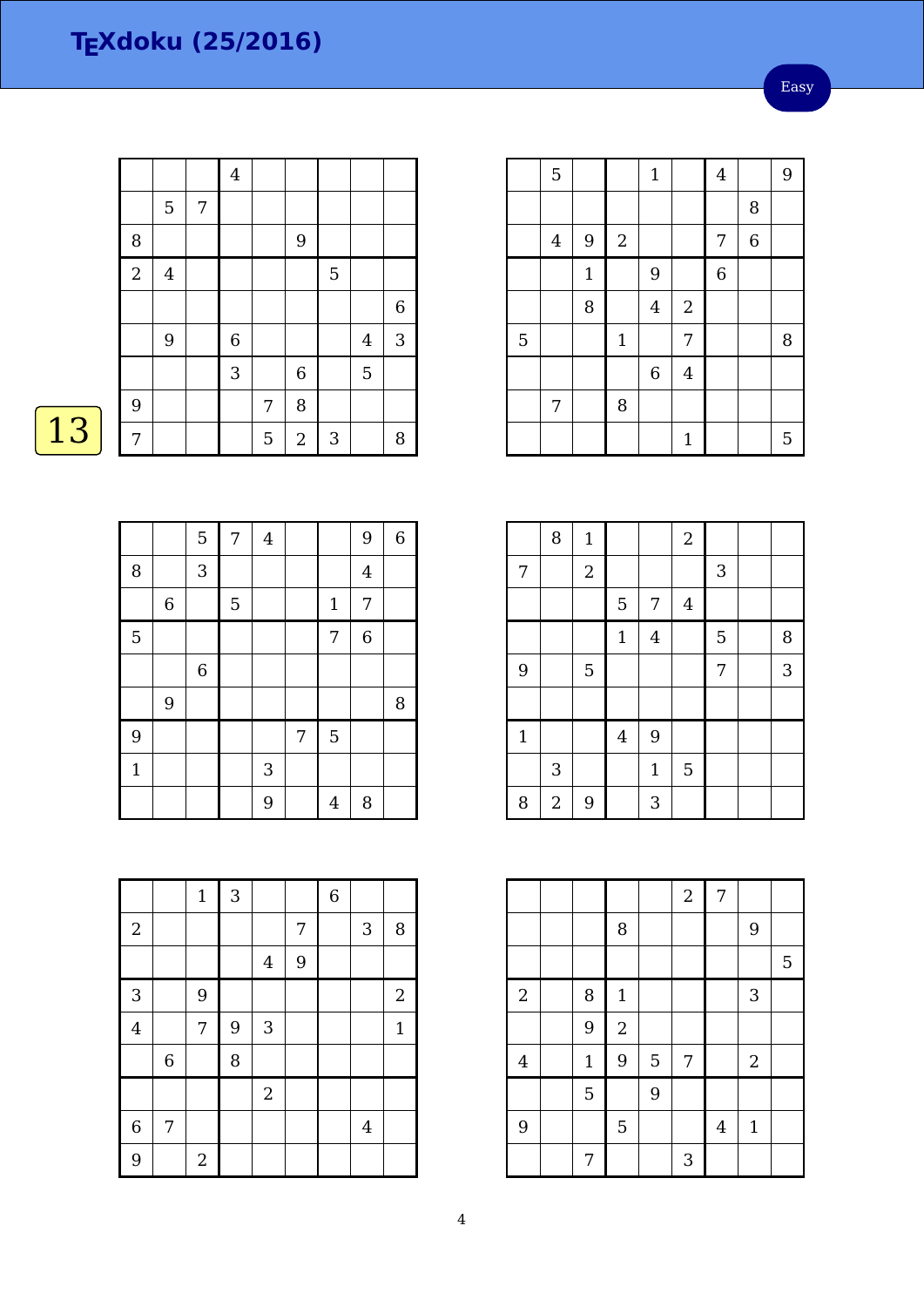# TEXdoku (25/2016)

Easy

13

|   |   |   |   |   |   |   |   |   |
|---|---|---|---|---|---|---|---|---|
|   |   |   | 4 |   |   |   |   |   |
|   | 5 | 7 |   |   |   |   |   |   |
| 8 |   |   |   |   | 9 |   |   |   |
| 2 | 4 |   |   |   |   | 5 |   |   |
|   |   |   |   |   |   |   |   | 6 |
|   | 9 |   | 6 |   |   |   | 4 | 3 |
|   |   |   | 3 |   | 6 |   | 5 |   |
| 9 |   |   |   | 7 | 8 |   |   |   |
| 7 |   |   |   | 5 | 2 | 3 |   | 8 |

|   |   |   |   |   |   |   |   |   |
|---|---|---|---|---|---|---|---|---|
|   | 5 |   |   | 1 |   | 4 |   | 9 |
|   |   |   |   |   |   |   | 8 |   |
|   | 4 | 9 | 2 |   |   | 7 | 6 |   |
|   |   | 1 |   | 9 |   | 6 |   |   |
|   |   | 8 |   | 4 | 2 |   |   |   |
| 5 |   |   | 1 |   | 7 |   |   | 8 |
|   |   |   |   | 6 | 4 |   |   |   |
|   | 7 |   | 8 |   |   |   |   |   |
|   |   |   |   |   | 1 |   |   | 5 |

|   |   |   |   |   |   |   |   |   |
|---|---|---|---|---|---|---|---|---|
|   |   | 5 | 7 | 4 |   |   | 9 | 6 |
| 8 |   | 3 |   |   |   |   | 4 |   |
|   | 6 |   | 5 |   |   | 1 | 7 |   |
| 5 |   |   |   |   |   | 7 | 6 |   |
|   |   | 6 |   |   |   |   |   |   |
|   | 9 |   |   |   |   |   |   | 8 |
| 9 |   |   |   |   | 7 | 5 |   |   |
| 1 |   |   |   | 3 |   |   |   |   |
|   |   |   |   | 9 |   | 4 | 8 |   |

|   |   |   |   |   |   |   |   |   |
|---|---|---|---|---|---|---|---|---|
|   | 8 | 1 |   |   | 2 |   |   |   |
| 7 |   | 2 |   |   |   | 3 |   |   |
|   |   |   | 5 | 7 | 4 |   |   |   |
|   |   |   | 1 | 4 |   | 5 |   | 8 |
| 9 |   | 5 |   |   |   | 7 |   | 3 |
|   |   |   |   |   |   |   |   |   |
| 1 |   |   | 4 | 9 |   |   |   |   |
|   | 3 |   |   | 1 | 5 |   |   |   |
| 8 | 2 | 9 |   | 3 |   |   |   |   |

|   |   |   |   |   |   |   |   |   |
|---|---|---|---|---|---|---|---|---|
|   |   | 1 | 3 |   |   | 6 |   |   |
| 2 |   |   |   |   | 7 |   | 3 | 8 |
|   |   |   |   | 4 | 9 |   |   |   |
| 3 |   | 9 |   |   |   |   |   | 2 |
| 4 |   | 7 | 9 | 3 |   |   |   | 1 |
|   | 6 |   | 8 |   |   |   |   |   |
|   |   |   |   | 2 |   |   |   |   |
| 6 | 7 |   |   |   |   |   | 4 |   |
| 9 |   | 2 |   |   |   |   |   |   |

|   |   |   |   |   |   |   |   |   |
|---|---|---|---|---|---|---|---|---|
|   |   |   |   |   | 2 | 7 |   |   |
|   |   |   | 8 |   |   |   | 9 |   |
|   |   |   |   |   |   |   |   | 5 |
| 2 |   | 8 | 1 |   |   |   | 3 |   |
|   |   | 9 | 2 |   |   |   |   |   |
| 4 |   | 1 | 9 | 5 | 7 |   | 2 |   |
|   |   | 5 |   | 9 |   |   |   |   |
| 9 |   |   | 5 |   |   | 4 | 1 |   |
|   |   | 7 |   |   | 3 |   |   |   |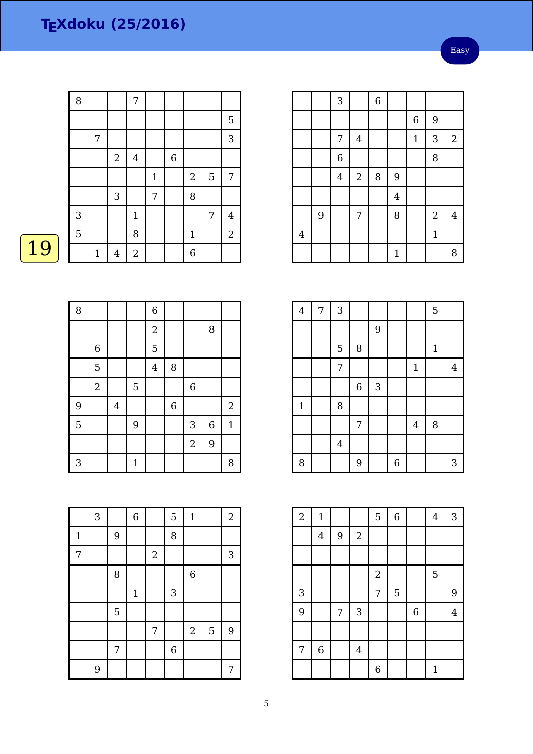# TEXdoku (25/2016)

Easy

19

| | | | | | | | | |
|---|---|---|---|---|---|---|---|---|
| 8 | | | 7 | | | | | |
| | | | | | | | | 5 |
| | 7 | | | | | | | 3 |
| | | 2 | 4 | | 6 | | | |
| | | | | 1 | | 2 | 5 | 7 |
| | | 3 | | 7 | | 8 | | |
| 3 | | | 1 | | | | 7 | 4 |
| 5 | | | 8 | | | 1 | | 2 |
| | 1 | 4 | 2 | | | 6 | | |

| | | | | | | | | |
|---|---|---|---|---|---|---|---|---|
| | | 3 | | 6 | | | | |
| | | | | | | 6 | 9 | |
| | | 7 | 4 | | | 1 | 3 | 2 |
| | | 6 | | | | | 8 | |
| | | 4 | 2 | 8 | 9 | | | |
| | | | | | 4 | | | |
| | 9 | | 7 | | 8 | | 2 | 4 |
| 4 | | | | | | | 1 | |
| | | | | | 1 | | | 8 |

| | | | | | | | | |
|---|---|---|---|---|---|---|---|---|
| 8 | | | | 6 | | | | |
| | | | | 2 | | | 8 | |
| | 6 | | | 5 | | | | |
| | 5 | | | 4 | 8 | | | |
| | 2 | | 5 | | | 6 | | |
| 9 | | 4 | | | 6 | | | 2 |
| 5 | | | 9 | | | 3 | 6 | 1 |
| | | | | | | 2 | 9 | |
| 3 | | | 1 | | | | | 8 |

| | | | | | | | | |
|---|---|---|---|---|---|---|---|---|
| 4 | 7 | 3 | | | | | 5 | |
| | | | | 9 | | | | |
| | | 5 | 8 | | | | 1 | |
| | | 7 | | | | 1 | | 4 |
| | | | 6 | 3 | | | | |
| 1 | | 8 | | | | | | |
| | | | 7 | | | 4 | 8 | |
| | | 4 | | | | | | |
| 8 | | | 9 | | 6 | | | 3 |

| | | | | | | | | |
|---|---|---|---|---|---|---|---|---|
| | 3 | | 6 | | 5 | 1 | | 2 |
| 1 | | 9 | | | 8 | | | |
| 7 | | | | 2 | | | | 3 |
| | | 8 | | | | 6 | | |
| | | | 1 | | 3 | | | |
| | | 5 | | | | | | |
| | | | | 7 | | 2 | 5 | 9 |
| | | 7 | | | 6 | | | |
| | 9 | | | | | | | 7 |

| | | | | | | | | |
|---|---|---|---|---|---|---|---|---|
| 2 | 1 | | | 5 | 6 | | 4 | 3 |
| | 4 | 9 | 2 | | | | | |
| | | | | | | | | |
| | | | | 2 | | | 5 | |
| 3 | | | | 7 | 5 | | | 9 |
| 9 | | 7 | 3 | | | 6 | | 4 |
| | | | | | | | | |
| 7 | 6 | | 4 | | | | | |
| | | | | 6 | | | 1 | |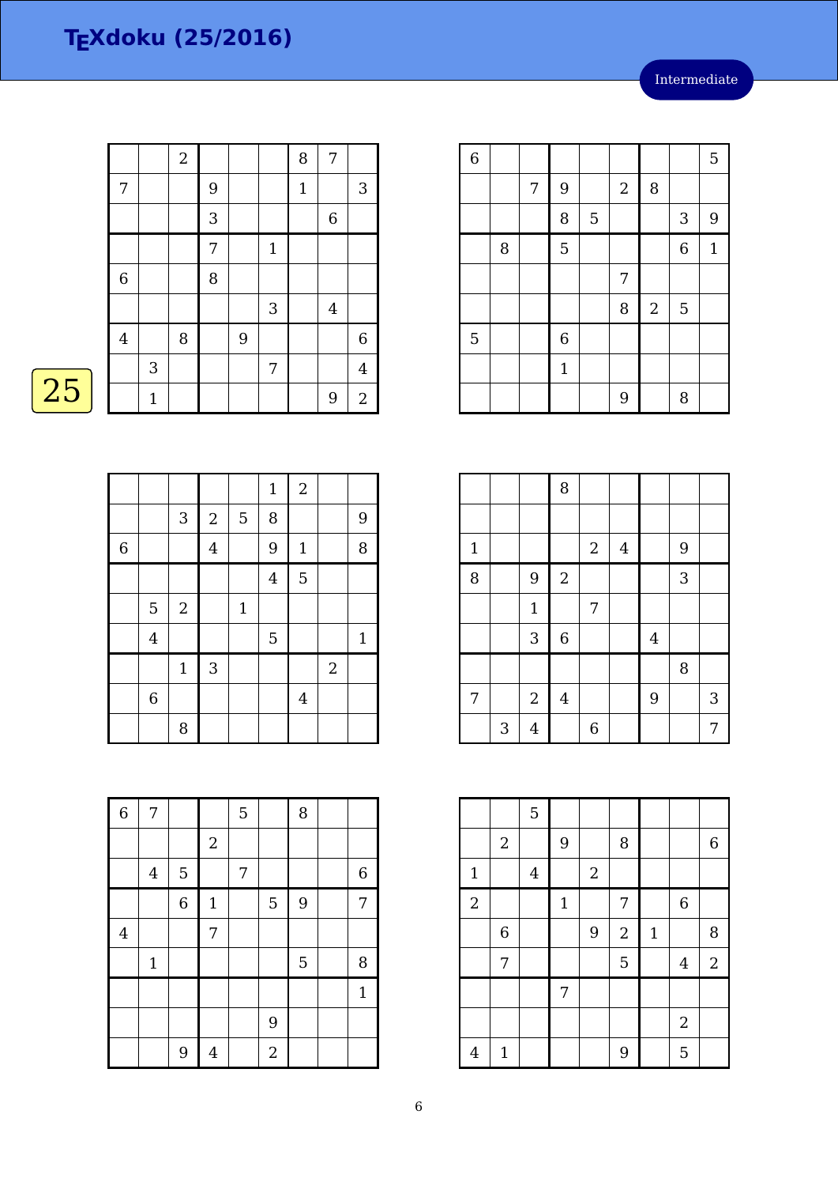# TEXdoku (25/2016)

Intermediate

25

|   |   |   |   |   |   |   |   |   |
|---|---|---|---|---|---|---|---|---|
|   |   | 2 |   |   |   | 8 | 7 |   |
| 7 |   |   | 9 |   |   | 1 |   | 3 |
|   |   |   | 3 |   |   |   | 6 |   |
|   |   |   | 7 |   | 1 |   |   |   |
| 6 |   |   | 8 |   |   |   |   |   |
|   |   |   |   |   | 3 |   | 4 |   |
| 4 |   | 8 |   | 9 |   |   |   | 6 |
|   | 3 |   |   |   | 7 |   |   | 4 |
|   | 1 |   |   |   |   |   | 9 | 2 |

|   |   |   |   |   |   |   |   |   |
|---|---|---|---|---|---|---|---|---|
| 6 |   |   |   |   |   |   |   | 5 |
|   |   | 7 | 9 |   | 2 | 8 |   |   |
|   |   |   | 8 | 5 |   |   | 3 | 9 |
|   | 8 |   | 5 |   |   |   | 6 | 1 |
|   |   |   |   |   | 7 |   |   |   |
|   |   |   |   |   | 8 | 2 | 5 |   |
| 5 |   |   | 6 |   |   |   |   |   |
|   |   |   | 1 |   |   |   |   |   |
|   |   |   |   |   | 9 |   | 8 |   |

|   |   |   |   |   |   |   |   |   |
|---|---|---|---|---|---|---|---|---|
|   |   |   |   |   | 1 | 2 |   |   |
|   |   | 3 | 2 | 5 | 8 |   |   | 9 |
| 6 |   |   | 4 |   | 9 | 1 |   | 8 |
|   |   |   |   |   | 4 | 5 |   |   |
|   | 5 | 2 |   | 1 |   |   |   |   |
|   | 4 |   |   |   | 5 |   |   | 1 |
|   |   | 1 | 3 |   |   |   | 2 |   |
|   | 6 |   |   |   |   | 4 |   |   |
|   |   | 8 |   |   |   |   |   |   |

|   |   |   |   |   |   |   |   |   |
|---|---|---|---|---|---|---|---|---|
|   |   |   | 8 |   |   |   |   |   |
|   |   |   |   |   |   |   |   |   |
| 1 |   |   |   | 2 | 4 |   | 9 |   |
| 8 |   | 9 | 2 |   |   |   | 3 |   |
|   |   | 1 |   | 7 |   |   |   |   |
|   |   | 3 | 6 |   |   | 4 |   |   |
|   |   |   |   |   |   |   | 8 |   |
| 7 |   | 2 | 4 |   |   | 9 |   | 3 |
|   | 3 | 4 |   | 6 |   |   |   | 7 |

|   |   |   |   |   |   |   |   |   |
|---|---|---|---|---|---|---|---|---|
| 6 | 7 |   |   | 5 |   | 8 |   |   |
|   |   |   | 2 |   |   |   |   |   |
|   | 4 | 5 |   | 7 |   |   |   | 6 |
|   |   | 6 | 1 |   | 5 | 9 |   | 7 |
| 4 |   |   | 7 |   |   |   |   |   |
|   | 1 |   |   |   |   | 5 |   | 8 |
|   |   |   |   |   |   |   |   | 1 |
|   |   |   |   |   | 9 |   |   |   |
|   |   | 9 | 4 |   | 2 |   |   |   |

|   |   |   |   |   |   |   |   |   |
|---|---|---|---|---|---|---|---|---|
|   |   | 5 |   |   |   |   |   |   |
|   | 2 |   | 9 |   | 8 |   |   | 6 |
| 1 |   | 4 |   | 2 |   |   |   |   |
| 2 |   |   | 1 |   | 7 |   | 6 |   |
|   | 6 |   |   | 9 | 2 | 1 |   | 8 |
|   | 7 |   |   |   | 5 |   | 4 | 2 |
|   |   |   | 7 |   |   |   |   |   |
|   |   |   |   |   |   |   | 2 |   |
| 4 | 1 |   |   |   | 9 |   | 5 |   |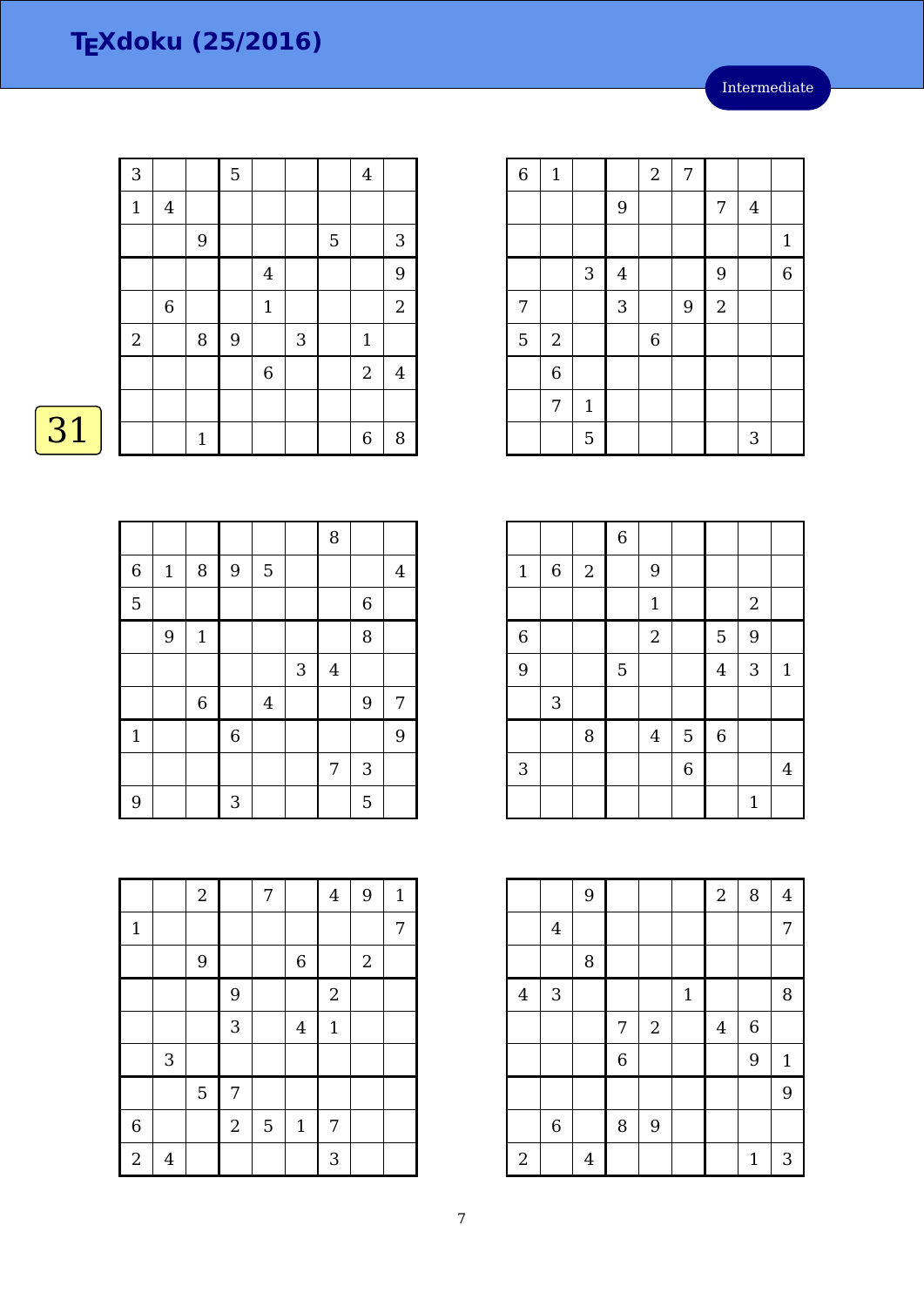# TEXdoku (25/2016)

Intermediate

31

| | | | | | | | | |
|---|---|---|---|---|---|---|---|---|
| 3 | | | 5 | | | | 4 | |
| 1 | 4 | | | | | | | |
| | | 9 | | | | 5 | | 3 |
| | | | | 4 | | | | 9 |
| | 6 | | | 1 | | | | 2 |
| 2 | | 8 | 9 | | 3 | | 1 | |
| | | | | 6 | | | 2 | 4 |
| | | | | | | | | |
| | | 1 | | | | | 6 | 8 |

| | | | | | | | | |
|---|---|---|---|---|---|---|---|---|
| 6 | 1 | | | 2 | 7 | | | |
| | | | 9 | | | 7 | 4 | |
| | | | | | | | | 1 |
| | | 3 | 4 | | | 9 | | 6 |
| 7 | | | 3 | | 9 | 2 | | |
| 5 | 2 | | | 6 | | | | |
| | 6 | | | | | | | |
| | 7 | 1 | | | | | | |
| | | 5 | | | | | 3 | |

| | | | | | | | | |
|---|---|---|---|---|---|---|---|---|
| | | | | | | 8 | | |
| 6 | 1 | 8 | 9 | 5 | | | | 4 |
| 5 | | | | | | | 6 | |
| | 9 | 1 | | | | | 8 | |
| | | | | | 3 | 4 | | |
| | | 6 | | 4 | | | 9 | 7 |
| 1 | | | 6 | | | | | 9 |
| | | | | | | 7 | 3 | |
| 9 | | | 3 | | | | 5 | |

| | | | | | | | | |
|---|---|---|---|---|---|---|---|---|
| | | | 6 | | | | | |
| 1 | 6 | 2 | | 9 | | | | |
| | | | | 1 | | | 2 | |
| 6 | | | | 2 | | 5 | 9 | |
| 9 | | | 5 | | | 4 | 3 | 1 |
| | 3 | | | | | | | |
| | | 8 | | 4 | 5 | 6 | | |
| 3 | | | | | 6 | | | 4 |
| | | | | | | | 1 | |

| | | | | | | | | |
|---|---|---|---|---|---|---|---|---|
| | | 2 | | 7 | | 4 | 9 | 1 |
| 1 | | | | | | | | 7 |
| | | 9 | | | 6 | | 2 | |
| | | | 9 | | | 2 | | |
| | | | 3 | | 4 | 1 | | |
| | 3 | | | | | | | |
| | | 5 | 7 | | | | | |
| 6 | | | 2 | 5 | 1 | 7 | | |
| 2 | 4 | | | | | 3 | | |

| | | | | | | | | |
|---|---|---|---|---|---|---|---|---|
| | | 9 | | | | 2 | 8 | 4 |
| | 4 | | | | | | | 7 |
| | | 8 | | | | | | |
| 4 | 3 | | | | 1 | | | 8 |
| | | | 7 | 2 | | 4 | 6 | |
| | | | 6 | | | | 9 | 1 |
| | | | | | | | | 9 |
| | 6 | | 8 | 9 | | | | |
| 2 | | 4 | | | | | 1 | 3 |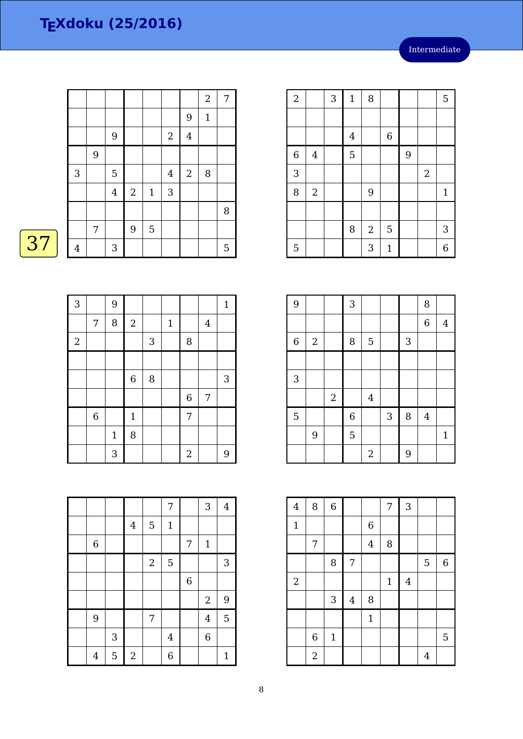# TEXdoku (25/2016)

Intermediate

37

|   |   |   |   |   |   |   |   |   |
|---|---|---|---|---|---|---|---|---|
|   |   |   |   |   |   |   | 2 | 7 |
|   |   |   |   |   |   | 9 | 1 |   |
|   |   | 9 |   |   | 2 | 4 |   |   |
|   | 9 |   |   |   |   |   |   |   |
| 3 |   | 5 |   |   | 4 | 2 | 8 |   |
|   |   | 4 | 2 | 1 | 3 |   |   |   |
|   |   |   |   |   |   |   |   | 8 |
|   | 7 |   | 9 | 5 |   |   |   |   |
| 4 |   | 3 |   |   |   |   |   | 5 |

|   |   |   |   |   |   |   |   |   |
|---|---|---|---|---|---|---|---|---|
| 2 |   | 3 | 1 | 8 |   |   |   | 5 |
|   |   |   |   |   |   |   |   |   |
|   |   |   | 4 |   | 6 |   |   |   |
| 6 | 4 |   | 5 |   |   | 9 |   |   |
| 3 |   |   |   |   |   |   | 2 |   |
| 8 | 2 |   |   | 9 |   |   |   | 1 |
|   |   |   |   |   |   |   |   |   |
|   |   |   | 8 | 2 | 5 |   |   | 3 |
| 5 |   |   |   | 3 | 1 |   |   | 6 |

|   |   |   |   |   |   |   |   |   |
|---|---|---|---|---|---|---|---|---|
| 3 |   | 9 |   |   |   |   |   | 1 |
|   | 7 | 8 | 2 |   | 1 |   | 4 |   |
| 2 |   |   |   | 3 |   | 8 |   |   |
|   |   |   |   |   |   |   |   |   |
|   |   |   | 6 | 8 |   |   |   | 3 |
|   |   |   |   |   |   | 6 | 7 |   |
|   | 6 |   | 1 |   |   | 7 |   |   |
|   |   | 1 | 8 |   |   |   |   |   |
|   |   | 3 |   |   |   | 2 |   | 9 |

|   |   |   |   |   |   |   |   |   |
|---|---|---|---|---|---|---|---|---|
| 9 |   |   | 3 |   |   |   | 8 |   |
|   |   |   |   |   |   |   | 6 | 4 |
| 6 | 2 |   | 8 | 5 |   | 3 |   |   |
|   |   |   |   |   |   |   |   |   |
| 3 |   |   |   |   |   |   |   |   |
|   |   | 2 |   | 4 |   |   |   |   |
| 5 |   |   | 6 |   | 3 | 8 | 4 |   |
|   | 9 |   | 5 |   |   |   |   | 1 |
|   |   |   |   | 2 |   | 9 |   |   |

|   |   |   |   |   |   |   |   |   |
|---|---|---|---|---|---|---|---|---|
|   |   |   |   |   | 7 |   | 3 | 4 |
|   |   |   | 4 | 5 | 1 |   |   |   |
|   | 6 |   |   |   |   | 7 | 1 |   |
|   |   |   |   | 2 | 5 |   |   | 3 |
|   |   |   |   |   |   | 6 |   |   |
|   |   |   |   |   |   |   | 2 | 9 |
|   | 9 |   |   | 7 |   |   | 4 | 5 |
|   |   | 3 |   |   | 4 |   | 6 |   |
|   | 4 | 5 | 2 |   | 6 |   |   | 1 |

|   |   |   |   |   |   |   |   |   |
|---|---|---|---|---|---|---|---|---|
| 4 | 8 | 6 |   |   | 7 | 3 |   |   |
| 1 |   |   |   | 6 |   |   |   |   |
|   | 7 |   |   | 4 | 8 |   |   |   |
|   |   | 8 | 7 |   |   |   | 5 | 6 |
| 2 |   |   |   |   | 1 | 4 |   |   |
|   |   | 3 | 4 | 8 |   |   |   |   |
|   |   |   |   | 1 |   |   |   |   |
|   | 6 | 1 |   |   |   |   |   | 5 |
|   | 2 |   |   |   |   |   | 4 |   |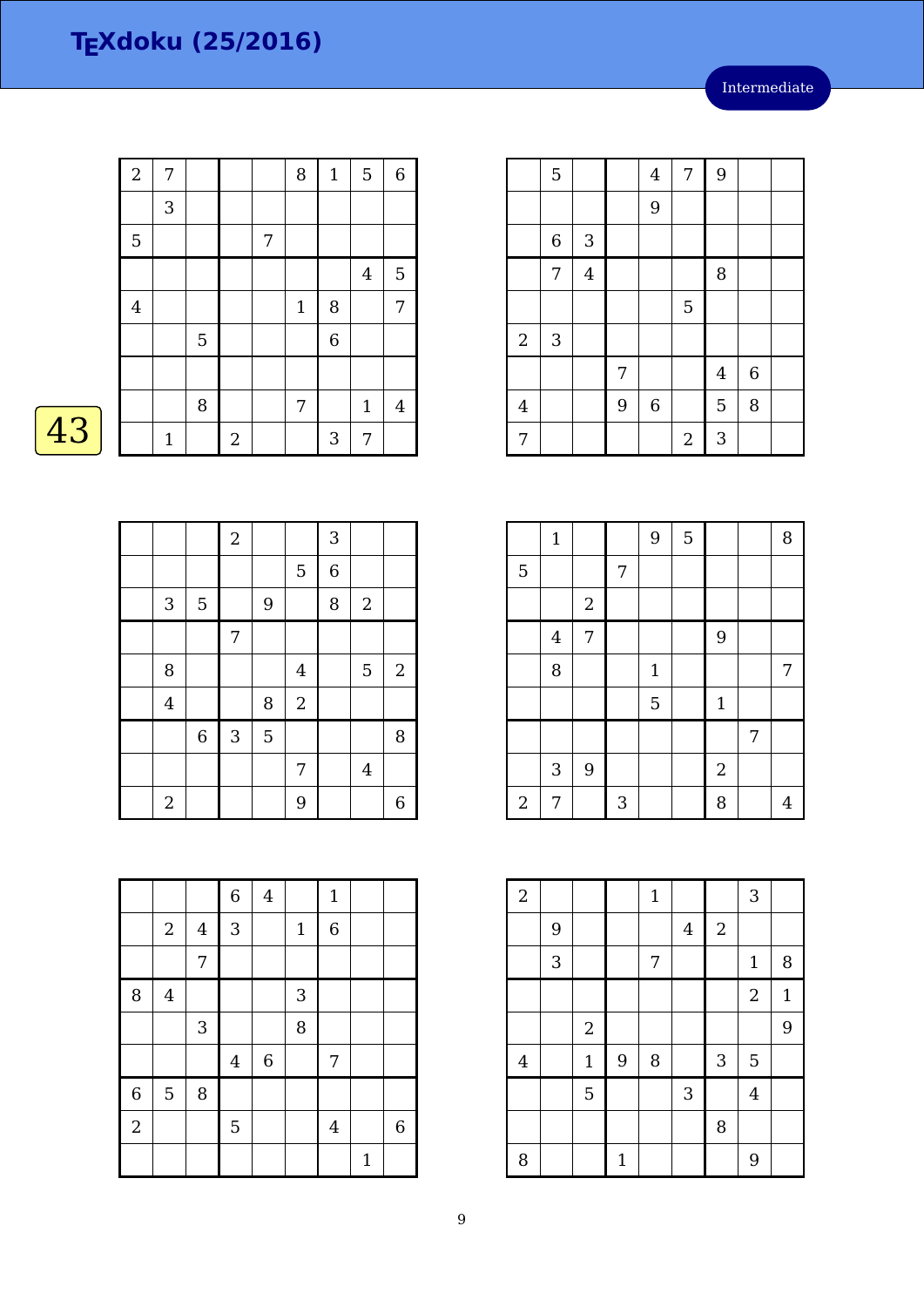# TEXdoku (25/2016)

Intermediate

43

| | | | | | | | | |
|---|---|---|---|---|---|---|---|---|
| 2 | 7 | | | | 8 | 1 | 5 | 6 |
| | 3 | | | | | | | |
| 5 | | | | 7 | | | | |
| | | | | | | | 4 | 5 |
| 4 | | | | | 1 | 8 | | 7 |
| | | 5 | | | | 6 | | |
| | | | | | | | | |
| | | 8 | | | 7 | | 1 | 4 |
| | 1 | | 2 | | | 3 | 7 | |

| | | | | | | | | |
|---|---|---|---|---|---|---|---|---|
| | 5 | | | 4 | 7 | 9 | | |
| | | | | 9 | | | | |
| | 6 | 3 | | | | | | |
| | 7 | 4 | | | | 8 | | |
| | | | | | 5 | | | |
| 2 | 3 | | | | | | | |
| | | | 7 | | | 4 | 6 | |
| 4 | | | 9 | 6 | | 5 | 8 | |
| 7 | | | | | 2 | 3 | | |

| | | | | | | | | |
|---|---|---|---|---|---|---|---|---|
| | | | 2 | | | 3 | | |
| | | | | | 5 | 6 | | |
| | 3 | 5 | | 9 | | 8 | 2 | |
| | | | 7 | | | | | |
| | 8 | | | | 4 | | 5 | 2 |
| | 4 | | | 8 | 2 | | | |
| | | 6 | 3 | 5 | | | | 8 |
| | | | | | 7 | | 4 | |
| | 2 | | | | 9 | | | 6 |

| | | | | | | | | |
|---|---|---|---|---|---|---|---|---|
| | 1 | | | 9 | 5 | | | 8 |
| 5 | | | 7 | | | | | |
| | | 2 | | | | | | |
| | 4 | 7 | | | | 9 | | |
| | 8 | | | 1 | | | | 7 |
| | | | | 5 | | 1 | | |
| | | | | | | | 7 | |
| | 3 | 9 | | | | 2 | | |
| 2 | 7 | | 3 | | | 8 | | 4 |

| | | | | | | | | |
|---|---|---|---|---|---|---|---|---|
| | | | 6 | 4 | | 1 | | |
| | 2 | 4 | 3 | | 1 | 6 | | |
| | | 7 | | | | | | |
| 8 | 4 | | | | 3 | | | |
| | | 3 | | | 8 | | | |
| | | | 4 | 6 | | 7 | | |
| 6 | 5 | 8 | | | | | | |
| 2 | | | 5 | | | 4 | | 6 |
| | | | | | | | 1 | |

| | | | | | | | | |
|---|---|---|---|---|---|---|---|---|
| 2 | | | | 1 | | | 3 | |
| | 9 | | | | 4 | 2 | | |
| | 3 | | | 7 | | | 1 | 8 |
| | | | | | | | 2 | 1 |
| | | 2 | | | | | | 9 |
| 4 | | 1 | 9 | 8 | | 3 | 5 | |
| | | 5 | | | 3 | | 4 | |
| | | | | | | 8 | | |
| 8 | | | 1 | | | | 9 | |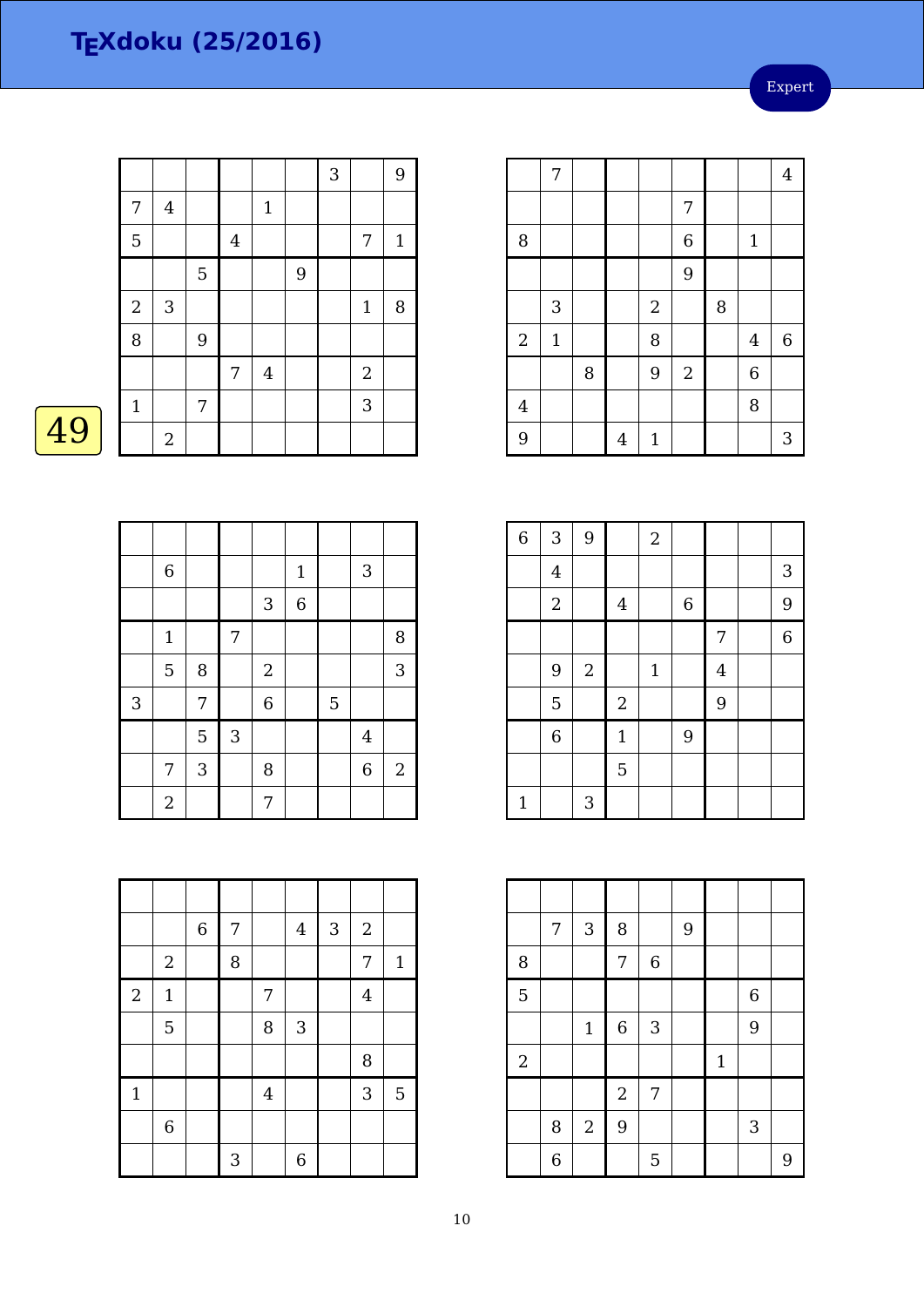# TEXdoku (25/2016)

Expert

49

|   |   |   |   |   |   |   |   |   |
|---|---|---|---|---|---|---|---|---|
|   |   |   |   |   |   | 3 |   | 9 |
| 7 | 4 |   |   | 1 |   |   |   |   |
| 5 |   |   | 4 |   |   |   | 7 | 1 |
|   |   | 5 |   |   | 9 |   |   |   |
| 2 | 3 |   |   |   |   |   | 1 | 8 |
| 8 |   | 9 |   |   |   |   |   |   |
|   |   |   | 7 | 4 |   |   | 2 |   |
| 1 |   | 7 |   |   |   |   | 3 |   |
|   | 2 |   |   |   |   |   |   |   |

|   |   |   |   |   |   |   |   |   |
|---|---|---|---|---|---|---|---|---|
|   | 7 |   |   |   |   |   |   | 4 |
|   |   |   |   |   | 7 |   |   |   |
| 8 |   |   |   |   | 6 |   | 1 |   |
|   |   |   |   |   | 9 |   |   |   |
|   | 3 |   |   | 2 |   | 8 |   |   |
| 2 | 1 |   |   | 8 |   |   | 4 | 6 |
|   |   | 8 |   | 9 | 2 |   | 6 |   |
| 4 |   |   |   |   |   |   | 8 |   |
| 9 |   |   | 4 | 1 |   |   |   | 3 |

|   |   |   |   |   |   |   |   |   |
|---|---|---|---|---|---|---|---|---|
|   |   |   |   |   |   |   |   |   |
|   | 6 |   |   |   | 1 |   | 3 |   |
|   |   |   |   | 3 | 6 |   |   |   |
|   | 1 |   | 7 |   |   |   |   | 8 |
|   | 5 | 8 |   | 2 |   |   |   | 3 |
| 3 |   | 7 |   | 6 |   | 5 |   |   |
|   |   | 5 | 3 |   |   |   | 4 |   |
|   | 7 | 3 |   | 8 |   |   | 6 | 2 |
|   | 2 |   |   | 7 |   |   |   |   |

|   |   |   |   |   |   |   |   |   |
|---|---|---|---|---|---|---|---|---|
| 6 | 3 | 9 |   | 2 |   |   |   |   |
|   | 4 |   |   |   |   |   |   | 3 |
|   | 2 |   | 4 |   | 6 |   |   | 9 |
|   |   |   |   |   |   | 7 |   | 6 |
|   | 9 | 2 |   | 1 |   | 4 |   |   |
|   | 5 |   | 2 |   |   | 9 |   |   |
|   | 6 |   | 1 |   | 9 |   |   |   |
|   |   |   | 5 |   |   |   |   |   |
| 1 |   | 3 |   |   |   |   |   |   |

|   |   |   |   |   |   |   |   |   |
|---|---|---|---|---|---|---|---|---|
|   |   |   |   |   |   |   |   |   |
|   |   | 6 | 7 |   | 4 | 3 | 2 |   |
|   | 2 |   | 8 |   |   |   | 7 | 1 |
| 2 | 1 |   |   | 7 |   |   | 4 |   |
|   | 5 |   |   | 8 | 3 |   |   |   |
|   |   |   |   |   |   |   | 8 |   |
| 1 |   |   |   | 4 |   |   | 3 | 5 |
|   | 6 |   |   |   |   |   |   |   |
|   |   |   | 3 |   | 6 |   |   |   |

|   |   |   |   |   |   |   |   |   |
|---|---|---|---|---|---|---|---|---|
|   |   |   |   |   |   |   |   |   |
|   | 7 | 3 | 8 |   | 9 |   |   |   |
| 8 |   |   | 7 | 6 |   |   |   |   |
| 5 |   |   |   |   |   |   | 6 |   |
|   |   | 1 | 6 | 3 |   |   | 9 |   |
| 2 |   |   |   |   |   | 1 |   |   |
|   |   |   | 2 | 7 |   |   |   |   |
|   | 8 | 2 | 9 |   |   |   | 3 |   |
|   | 6 |   |   | 5 |   |   |   | 9 |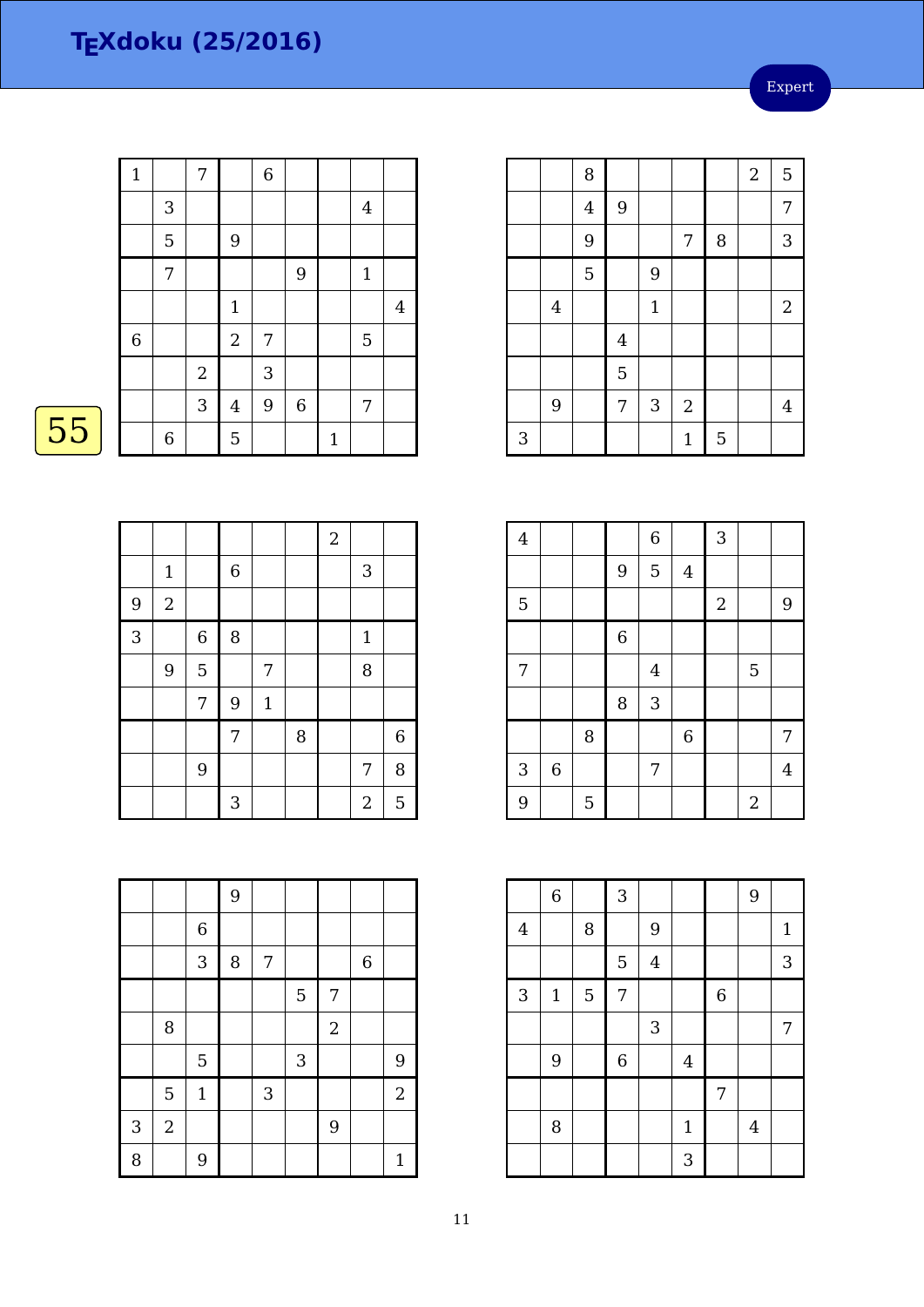# TEXdoku (25/2016)

Expert

55

| | | | | | | | | |
|---|---|---|---|---|---|---|---|---|
| 1 | | 7 | | 6 | | | | |
| | 3 | | | | | | 4 | |
| | 5 | | 9 | | | | | |
| | 7 | | | | 9 | | 1 | |
| | | | 1 | | | | | 4 |
| 6 | | | 2 | 7 | | | 5 | |
| | | 2 | | 3 | | | | |
| | | 3 | 4 | 9 | 6 | | 7 | |
| | 6 | | 5 | | | 1 | | |

| | | | | | | | | |
|---|---|---|---|---|---|---|---|---|
| | | 8 | | | | | 2 | 5 |
| | | 4 | 9 | | | | | 7 |
| | | 9 | | | 7 | 8 | | 3 |
| | | 5 | | 9 | | | | |
| | 4 | | | 1 | | | | 2 |
| | | | 4 | | | | | |
| | | | 5 | | | | | |
| | 9 | | 7 | 3 | 2 | | | 4 |
| 3 | | | | | 1 | 5 | | |

| | | | | | | | | |
|---|---|---|---|---|---|---|---|---|
| | | | | | | 2 | | |
| | 1 | | 6 | | | | 3 | |
| 9 | 2 | | | | | | | |
| 3 | | 6 | 8 | | | | 1 | |
| | 9 | 5 | | 7 | | | 8 | |
| | | 7 | 9 | 1 | | | | |
| | | | 7 | | 8 | | | 6 |
| | | 9 | | | | | 7 | 8 |
| | | | 3 | | | | 2 | 5 |

| | | | | | | | | |
|---|---|---|---|---|---|---|---|---|
| 4 | | | | 6 | | 3 | | |
| | | | 9 | 5 | 4 | | | |
| 5 | | | | | | 2 | | 9 |
| | | | 6 | | | | | |
| 7 | | | | 4 | | | 5 | |
| | | | 8 | 3 | | | | |
| | | 8 | | | 6 | | | 7 |
| 3 | 6 | | | 7 | | | | 4 |
| 9 | | 5 | | | | | 2 | |

| | | | | | | | | |
|---|---|---|---|---|---|---|---|---|
| | | | 9 | | | | | |
| | | 6 | | | | | | |
| | | 3 | 8 | 7 | | | 6 | |
| | | | | | 5 | 7 | | |
| | 8 | | | | | 2 | | |
| | | 5 | | | 3 | | | 9 |
| | 5 | 1 | | 3 | | | | 2 |
| 3 | 2 | | | | | 9 | | |
| 8 | | 9 | | | | | | 1 |

| | | | | | | | | |
|---|---|---|---|---|---|---|---|---|
| | 6 | | 3 | | | | 9 | |
| 4 | | 8 | | 9 | | | | 1 |
| | | | 5 | 4 | | | | 3 |
| 3 | 1 | 5 | 7 | | | 6 | | |
| | | | | 3 | | | | 7 |
| | 9 | | 6 | | 4 | | | |
| | | | | | | 7 | | |
| | 8 | | | | 1 | | 4 | |
| | | | | | 3 | | | |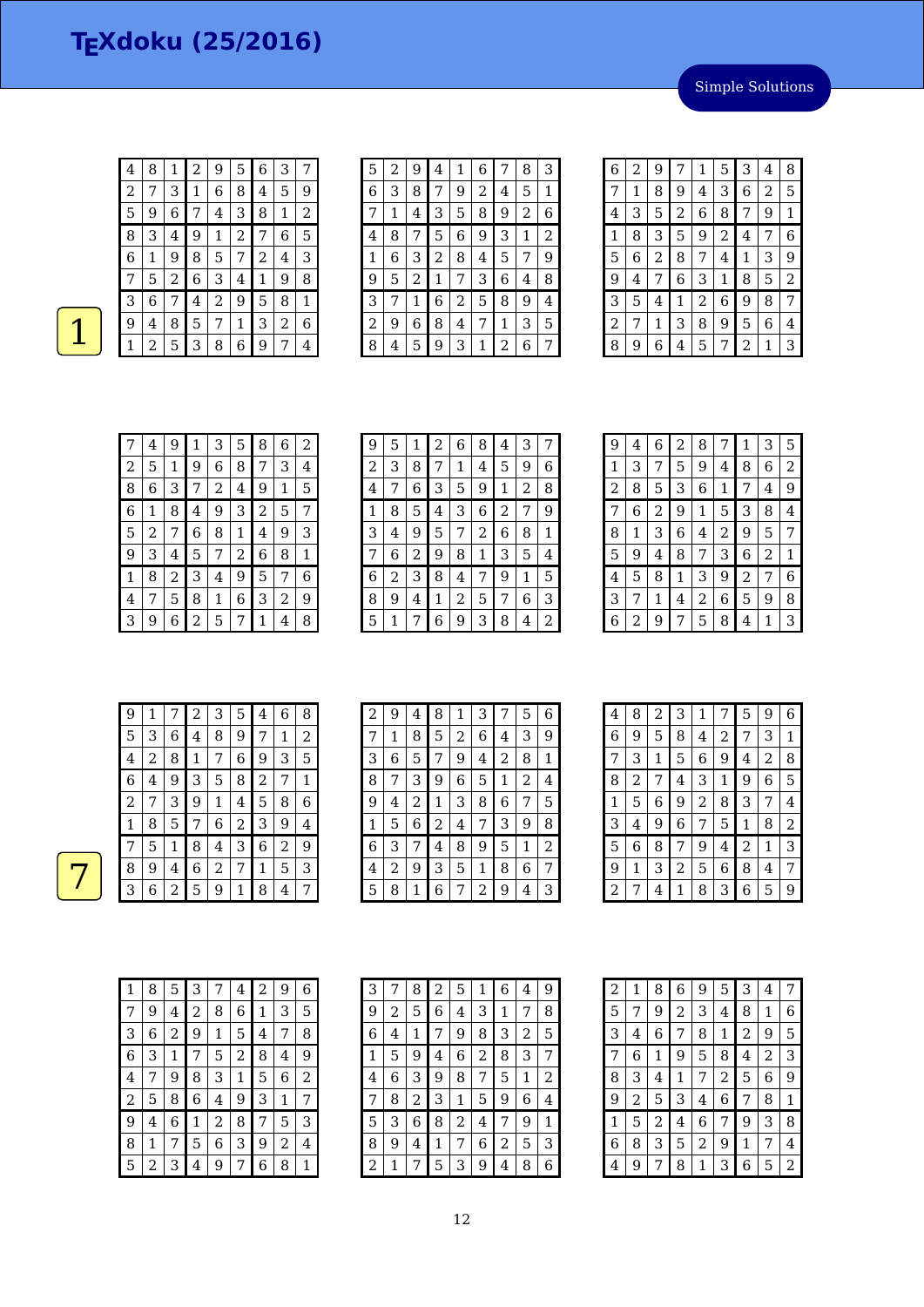# TEXdoku (25/2016)

Simple Solutions

**1**

| | | | | | | | | |
|---|---|---|---|---|---|---|---|---|
| 4 | 8 | 1 | 2 | 9 | 5 | 6 | 3 | 7 |
| 2 | 7 | 3 | 1 | 6 | 8 | 4 | 5 | 9 |
| 5 | 9 | 6 | 7 | 4 | 3 | 8 | 1 | 2 |
| 8 | 3 | 4 | 9 | 1 | 2 | 7 | 6 | 5 |
| 6 | 1 | 9 | 8 | 5 | 7 | 2 | 4 | 3 |
| 7 | 5 | 2 | 6 | 3 | 4 | 1 | 9 | 8 |
| 3 | 6 | 7 | 4 | 2 | 9 | 5 | 8 | 1 |
| 9 | 4 | 8 | 5 | 7 | 1 | 3 | 2 | 6 |
| 1 | 2 | 5 | 3 | 8 | 6 | 9 | 7 | 4 |

| | | | | | | | | |
|---|---|---|---|---|---|---|---|---|
| 5 | 2 | 9 | 4 | 1 | 6 | 7 | 8 | 3 |
| 6 | 3 | 8 | 7 | 9 | 2 | 4 | 5 | 1 |
| 7 | 1 | 4 | 3 | 5 | 8 | 9 | 2 | 6 |
| 4 | 8 | 7 | 5 | 6 | 9 | 3 | 1 | 2 |
| 1 | 6 | 3 | 2 | 8 | 4 | 5 | 7 | 9 |
| 9 | 5 | 2 | 1 | 7 | 3 | 6 | 4 | 8 |
| 3 | 7 | 1 | 6 | 2 | 5 | 8 | 9 | 4 |
| 2 | 9 | 6 | 8 | 4 | 7 | 1 | 3 | 5 |
| 8 | 4 | 5 | 9 | 3 | 1 | 2 | 6 | 7 |

| | | | | | | | | |
|---|---|---|---|---|---|---|---|---|
| 6 | 2 | 9 | 7 | 1 | 5 | 3 | 4 | 8 |
| 7 | 1 | 8 | 9 | 4 | 3 | 6 | 2 | 5 |
| 4 | 3 | 5 | 2 | 6 | 8 | 7 | 9 | 1 |
| 1 | 8 | 3 | 5 | 9 | 2 | 4 | 7 | 6 |
| 5 | 6 | 2 | 8 | 7 | 4 | 1 | 3 | 9 |
| 9 | 4 | 7 | 6 | 3 | 1 | 8 | 5 | 2 |
| 3 | 5 | 4 | 1 | 2 | 6 | 9 | 8 | 7 |
| 2 | 7 | 1 | 3 | 8 | 9 | 5 | 6 | 4 |
| 8 | 9 | 6 | 4 | 5 | 7 | 2 | 1 | 3 |

| | | | | | | | | |
|---|---|---|---|---|---|---|---|---|
| 7 | 4 | 9 | 1 | 3 | 5 | 8 | 6 | 2 |
| 2 | 5 | 1 | 9 | 6 | 8 | 7 | 3 | 4 |
| 8 | 6 | 3 | 7 | 2 | 4 | 9 | 1 | 5 |
| 6 | 1 | 8 | 4 | 9 | 3 | 2 | 5 | 7 |
| 5 | 2 | 7 | 6 | 8 | 1 | 4 | 9 | 3 |
| 9 | 3 | 4 | 5 | 7 | 2 | 6 | 8 | 1 |
| 1 | 8 | 2 | 3 | 4 | 9 | 5 | 7 | 6 |
| 4 | 7 | 5 | 8 | 1 | 6 | 3 | 2 | 9 |
| 3 | 9 | 6 | 2 | 5 | 7 | 1 | 4 | 8 |

| | | | | | | | | |
|---|---|---|---|---|---|---|---|---|
| 9 | 5 | 1 | 2 | 6 | 8 | 4 | 3 | 7 |
| 2 | 3 | 8 | 7 | 1 | 4 | 5 | 9 | 6 |
| 4 | 7 | 6 | 3 | 5 | 9 | 1 | 2 | 8 |
| 1 | 8 | 5 | 4 | 3 | 6 | 2 | 7 | 9 |
| 3 | 4 | 9 | 5 | 7 | 2 | 6 | 8 | 1 |
| 7 | 6 | 2 | 9 | 8 | 1 | 3 | 5 | 4 |
| 6 | 2 | 3 | 8 | 4 | 7 | 9 | 1 | 5 |
| 8 | 9 | 4 | 1 | 2 | 5 | 7 | 6 | 3 |
| 5 | 1 | 7 | 6 | 9 | 3 | 8 | 4 | 2 |

| | | | | | | | | |
|---|---|---|---|---|---|---|---|---|
| 9 | 4 | 6 | 2 | 8 | 7 | 1 | 3 | 5 |
| 1 | 3 | 7 | 5 | 9 | 4 | 8 | 6 | 2 |
| 2 | 8 | 5 | 3 | 6 | 1 | 7 | 4 | 9 |
| 7 | 6 | 2 | 9 | 1 | 5 | 3 | 8 | 4 |
| 8 | 1 | 3 | 6 | 4 | 2 | 9 | 5 | 7 |
| 5 | 9 | 4 | 8 | 7 | 3 | 6 | 2 | 1 |
| 4 | 5 | 8 | 1 | 3 | 9 | 2 | 7 | 6 |
| 3 | 7 | 1 | 4 | 2 | 6 | 5 | 9 | 8 |
| 6 | 2 | 9 | 7 | 5 | 8 | 4 | 1 | 3 |

**7**

| | | | | | | | | |
|---|---|---|---|---|---|---|---|---|
| 9 | 1 | 7 | 2 | 3 | 5 | 4 | 6 | 8 |
| 5 | 3 | 6 | 4 | 8 | 9 | 7 | 1 | 2 |
| 4 | 2 | 8 | 1 | 7 | 6 | 9 | 3 | 5 |
| 6 | 4 | 9 | 3 | 5 | 8 | 2 | 7 | 1 |
| 2 | 7 | 3 | 9 | 1 | 4 | 5 | 8 | 6 |
| 1 | 8 | 5 | 7 | 6 | 2 | 3 | 9 | 4 |
| 7 | 5 | 1 | 8 | 4 | 3 | 6 | 2 | 9 |
| 8 | 9 | 4 | 6 | 2 | 7 | 1 | 5 | 3 |
| 3 | 6 | 2 | 5 | 9 | 1 | 8 | 4 | 7 |

| | | | | | | | | |
|---|---|---|---|---|---|---|---|---|
| 2 | 9 | 4 | 8 | 1 | 3 | 7 | 5 | 6 |
| 7 | 1 | 8 | 5 | 2 | 6 | 4 | 3 | 9 |
| 3 | 6 | 5 | 7 | 9 | 4 | 2 | 8 | 1 |
| 8 | 7 | 3 | 9 | 6 | 5 | 1 | 2 | 4 |
| 9 | 4 | 2 | 1 | 3 | 8 | 6 | 7 | 5 |
| 1 | 5 | 6 | 2 | 4 | 7 | 3 | 9 | 8 |
| 6 | 3 | 7 | 4 | 8 | 9 | 5 | 1 | 2 |
| 4 | 2 | 9 | 3 | 5 | 1 | 8 | 6 | 7 |
| 5 | 8 | 1 | 6 | 7 | 2 | 9 | 4 | 3 |

| | | | | | | | | |
|---|---|---|---|---|---|---|---|---|
| 4 | 8 | 2 | 3 | 1 | 7 | 5 | 9 | 6 |
| 6 | 9 | 5 | 8 | 4 | 2 | 7 | 3 | 1 |
| 7 | 3 | 1 | 5 | 6 | 9 | 4 | 2 | 8 |
| 8 | 2 | 7 | 4 | 3 | 1 | 9 | 6 | 5 |
| 1 | 5 | 6 | 9 | 2 | 8 | 3 | 7 | 4 |
| 3 | 4 | 9 | 6 | 7 | 5 | 1 | 8 | 2 |
| 5 | 6 | 8 | 7 | 9 | 4 | 2 | 1 | 3 |
| 9 | 1 | 3 | 2 | 5 | 6 | 8 | 4 | 7 |
| 2 | 7 | 4 | 1 | 8 | 3 | 6 | 5 | 9 |

| | | | | | | | | |
|---|---|---|---|---|---|---|---|---|
| 1 | 8 | 5 | 3 | 7 | 4 | 2 | 9 | 6 |
| 7 | 9 | 4 | 2 | 8 | 6 | 1 | 3 | 5 |
| 3 | 6 | 2 | 9 | 1 | 5 | 4 | 7 | 8 |
| 6 | 3 | 1 | 7 | 5 | 2 | 8 | 4 | 9 |
| 4 | 7 | 9 | 8 | 3 | 1 | 5 | 6 | 2 |
| 2 | 5 | 8 | 6 | 4 | 9 | 3 | 1 | 7 |
| 9 | 4 | 6 | 1 | 2 | 8 | 7 | 5 | 3 |
| 8 | 1 | 7 | 5 | 6 | 3 | 9 | 2 | 4 |
| 5 | 2 | 3 | 4 | 9 | 7 | 6 | 8 | 1 |

| | | | | | | | | |
|---|---|---|---|---|---|---|---|---|
| 3 | 7 | 8 | 2 | 5 | 1 | 6 | 4 | 9 |
| 9 | 2 | 5 | 6 | 4 | 3 | 1 | 7 | 8 |
| 6 | 4 | 1 | 7 | 9 | 8 | 3 | 2 | 5 |
| 1 | 5 | 9 | 4 | 6 | 2 | 8 | 3 | 7 |
| 4 | 6 | 3 | 9 | 8 | 7 | 5 | 1 | 2 |
| 7 | 8 | 2 | 3 | 1 | 5 | 9 | 6 | 4 |
| 5 | 3 | 6 | 8 | 2 | 4 | 7 | 9 | 1 |
| 8 | 9 | 4 | 1 | 7 | 6 | 2 | 5 | 3 |
| 2 | 1 | 7 | 5 | 3 | 9 | 4 | 8 | 6 |

| | | | | | | | | |
|---|---|---|---|---|---|---|---|---|
| 2 | 1 | 8 | 6 | 9 | 5 | 3 | 4 | 7 |
| 5 | 7 | 9 | 2 | 3 | 4 | 8 | 1 | 6 |
| 3 | 4 | 6 | 7 | 8 | 1 | 2 | 9 | 5 |
| 7 | 6 | 1 | 9 | 5 | 8 | 4 | 2 | 3 |
| 8 | 3 | 4 | 1 | 7 | 2 | 5 | 6 | 9 |
| 9 | 2 | 5 | 3 | 4 | 6 | 7 | 8 | 1 |
| 1 | 5 | 2 | 4 | 6 | 7 | 9 | 3 | 8 |
| 6 | 8 | 3 | 5 | 2 | 9 | 1 | 7 | 4 |
| 4 | 9 | 7 | 8 | 1 | 3 | 6 | 5 | 2 |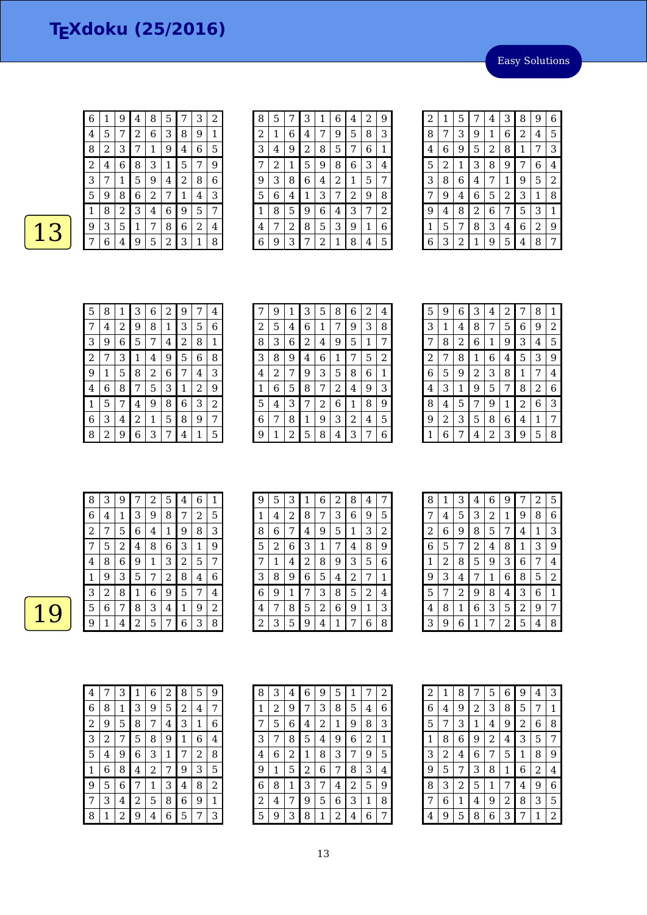# TEXdoku (25/2016)

Easy Solutions

13

| | | | | | | | | |
|---|---|---|---|---|---|---|---|---|
| 6 | 1 | 9 | 4 | 8 | 5 | 7 | 3 | 2 |
| 4 | 5 | 7 | 2 | 6 | 3 | 8 | 9 | 1 |
| 8 | 2 | 3 | 7 | 1 | 9 | 4 | 6 | 5 |
| 2 | 4 | 6 | 8 | 3 | 1 | 5 | 7 | 9 |
| 3 | 7 | 1 | 5 | 9 | 4 | 2 | 8 | 6 |
| 5 | 9 | 8 | 6 | 2 | 7 | 1 | 4 | 3 |
| 1 | 8 | 2 | 3 | 4 | 6 | 9 | 5 | 7 |
| 9 | 3 | 5 | 1 | 7 | 8 | 6 | 2 | 4 |
| 7 | 6 | 4 | 9 | 5 | 2 | 3 | 1 | 8 |

| | | | | | | | | |
|---|---|---|---|---|---|---|---|---|
| 8 | 5 | 7 | 3 | 1 | 6 | 4 | 2 | 9 |
| 2 | 1 | 6 | 4 | 7 | 9 | 5 | 8 | 3 |
| 3 | 4 | 9 | 2 | 8 | 5 | 7 | 6 | 1 |
| 7 | 2 | 1 | 5 | 9 | 8 | 6 | 3 | 4 |
| 9 | 3 | 8 | 6 | 4 | 2 | 1 | 5 | 7 |
| 5 | 6 | 4 | 1 | 3 | 7 | 2 | 9 | 8 |
| 1 | 8 | 5 | 9 | 6 | 4 | 3 | 7 | 2 |
| 4 | 7 | 2 | 8 | 5 | 3 | 9 | 1 | 6 |
| 6 | 9 | 3 | 7 | 2 | 1 | 8 | 4 | 5 |

| | | | | | | | | |
|---|---|---|---|---|---|---|---|---|
| 2 | 1 | 5 | 7 | 4 | 3 | 8 | 9 | 6 |
| 8 | 7 | 3 | 9 | 1 | 6 | 2 | 4 | 5 |
| 4 | 6 | 9 | 5 | 2 | 8 | 1 | 7 | 3 |
| 5 | 2 | 1 | 3 | 8 | 9 | 7 | 6 | 4 |
| 3 | 8 | 6 | 4 | 7 | 1 | 9 | 5 | 2 |
| 7 | 9 | 4 | 6 | 5 | 2 | 3 | 1 | 8 |
| 9 | 4 | 8 | 2 | 6 | 7 | 5 | 3 | 1 |
| 1 | 5 | 7 | 8 | 3 | 4 | 6 | 2 | 9 |
| 6 | 3 | 2 | 1 | 9 | 5 | 4 | 8 | 7 |

| | | | | | | | | |
|---|---|---|---|---|---|---|---|---|
| 5 | 8 | 1 | 3 | 6 | 2 | 9 | 7 | 4 |
| 7 | 4 | 2 | 9 | 8 | 1 | 3 | 5 | 6 |
| 3 | 9 | 6 | 5 | 7 | 4 | 2 | 8 | 1 |
| 2 | 7 | 3 | 1 | 4 | 9 | 5 | 6 | 8 |
| 9 | 1 | 5 | 8 | 2 | 6 | 7 | 4 | 3 |
| 4 | 6 | 8 | 7 | 5 | 3 | 1 | 2 | 9 |
| 1 | 5 | 7 | 4 | 9 | 8 | 6 | 3 | 2 |
| 6 | 3 | 4 | 2 | 1 | 5 | 8 | 9 | 7 |
| 8 | 2 | 9 | 6 | 3 | 7 | 4 | 1 | 5 |

| | | | | | | | | |
|---|---|---|---|---|---|---|---|---|
| 7 | 9 | 1 | 3 | 5 | 8 | 6 | 2 | 4 |
| 2 | 5 | 4 | 6 | 1 | 7 | 9 | 3 | 8 |
| 8 | 3 | 6 | 2 | 4 | 9 | 5 | 1 | 7 |
| 3 | 8 | 9 | 4 | 6 | 1 | 7 | 5 | 2 |
| 4 | 2 | 7 | 9 | 3 | 5 | 8 | 6 | 1 |
| 1 | 6 | 5 | 8 | 7 | 2 | 4 | 9 | 3 |
| 5 | 4 | 3 | 7 | 2 | 6 | 1 | 8 | 9 |
| 6 | 7 | 8 | 1 | 9 | 3 | 2 | 4 | 5 |
| 9 | 1 | 2 | 5 | 8 | 4 | 3 | 7 | 6 |

| | | | | | | | | |
|---|---|---|---|---|---|---|---|---|
| 5 | 9 | 6 | 3 | 4 | 2 | 7 | 8 | 1 |
| 3 | 1 | 4 | 8 | 7 | 5 | 6 | 9 | 2 |
| 7 | 8 | 2 | 6 | 1 | 9 | 3 | 4 | 5 |
| 2 | 7 | 8 | 1 | 6 | 4 | 5 | 3 | 9 |
| 6 | 5 | 9 | 2 | 3 | 8 | 1 | 7 | 4 |
| 4 | 3 | 1 | 9 | 5 | 7 | 8 | 2 | 6 |
| 8 | 4 | 5 | 7 | 9 | 1 | 2 | 6 | 3 |
| 9 | 2 | 3 | 5 | 8 | 6 | 4 | 1 | 7 |
| 1 | 6 | 7 | 4 | 2 | 3 | 9 | 5 | 8 |

19

| | | | | | | | | |
|---|---|---|---|---|---|---|---|---|
| 8 | 3 | 9 | 7 | 2 | 5 | 4 | 6 | 1 |
| 6 | 4 | 1 | 3 | 9 | 8 | 7 | 2 | 5 |
| 2 | 7 | 5 | 6 | 4 | 1 | 9 | 8 | 3 |
| 7 | 5 | 2 | 4 | 8 | 6 | 3 | 1 | 9 |
| 4 | 8 | 6 | 9 | 1 | 3 | 2 | 5 | 7 |
| 1 | 9 | 3 | 5 | 7 | 2 | 8 | 4 | 6 |
| 3 | 2 | 8 | 1 | 6 | 9 | 5 | 7 | 4 |
| 5 | 6 | 7 | 8 | 3 | 4 | 1 | 9 | 2 |
| 9 | 1 | 4 | 2 | 5 | 7 | 6 | 3 | 8 |

| | | | | | | | | |
|---|---|---|---|---|---|---|---|---|
| 9 | 5 | 3 | 1 | 6 | 2 | 8 | 4 | 7 |
| 1 | 4 | 2 | 8 | 7 | 3 | 6 | 9 | 5 |
| 8 | 6 | 7 | 4 | 9 | 5 | 1 | 3 | 2 |
| 5 | 2 | 6 | 3 | 1 | 7 | 4 | 8 | 9 |
| 7 | 1 | 4 | 2 | 8 | 9 | 3 | 5 | 6 |
| 3 | 8 | 9 | 6 | 5 | 4 | 2 | 7 | 1 |
| 6 | 9 | 1 | 7 | 3 | 8 | 5 | 2 | 4 |
| 4 | 7 | 8 | 5 | 2 | 6 | 9 | 1 | 3 |
| 2 | 3 | 5 | 9 | 4 | 1 | 7 | 6 | 8 |

| | | | | | | | | |
|---|---|---|---|---|---|---|---|---|
| 8 | 1 | 3 | 4 | 6 | 9 | 7 | 2 | 5 |
| 7 | 4 | 5 | 3 | 2 | 1 | 9 | 8 | 6 |
| 2 | 6 | 9 | 8 | 5 | 7 | 4 | 1 | 3 |
| 6 | 5 | 7 | 2 | 4 | 8 | 1 | 3 | 9 |
| 1 | 2 | 8 | 5 | 9 | 3 | 6 | 7 | 4 |
| 9 | 3 | 4 | 7 | 1 | 6 | 8 | 5 | 2 |
| 5 | 7 | 2 | 9 | 8 | 4 | 3 | 6 | 1 |
| 4 | 8 | 1 | 6 | 3 | 5 | 2 | 9 | 7 |
| 3 | 9 | 6 | 1 | 7 | 2 | 5 | 4 | 8 |

| | | | | | | | | |
|---|---|---|---|---|---|---|---|---|
| 4 | 7 | 3 | 1 | 6 | 2 | 8 | 5 | 9 |
| 6 | 8 | 1 | 3 | 9 | 5 | 2 | 4 | 7 |
| 2 | 9 | 5 | 8 | 7 | 4 | 3 | 1 | 6 |
| 3 | 2 | 7 | 5 | 8 | 9 | 1 | 6 | 4 |
| 5 | 4 | 9 | 6 | 3 | 1 | 7 | 2 | 8 |
| 1 | 6 | 8 | 4 | 2 | 7 | 9 | 3 | 5 |
| 9 | 5 | 6 | 7 | 1 | 3 | 4 | 8 | 2 |
| 7 | 3 | 4 | 2 | 5 | 8 | 6 | 9 | 1 |
| 8 | 1 | 2 | 9 | 4 | 6 | 5 | 7 | 3 |

| | | | | | | | | |
|---|---|---|---|---|---|---|---|---|
| 8 | 3 | 4 | 6 | 9 | 5 | 1 | 7 | 2 |
| 1 | 2 | 9 | 7 | 3 | 8 | 5 | 4 | 6 |
| 7 | 5 | 6 | 4 | 2 | 1 | 9 | 8 | 3 |
| 3 | 7 | 8 | 5 | 4 | 9 | 6 | 2 | 1 |
| 4 | 6 | 2 | 1 | 8 | 3 | 7 | 9 | 5 |
| 9 | 1 | 5 | 2 | 6 | 7 | 8 | 3 | 4 |
| 6 | 8 | 1 | 3 | 7 | 4 | 2 | 5 | 9 |
| 2 | 4 | 7 | 9 | 5 | 6 | 3 | 1 | 8 |
| 5 | 9 | 3 | 8 | 1 | 2 | 4 | 6 | 7 |

| | | | | | | | | |
|---|---|---|---|---|---|---|---|---|
| 2 | 1 | 8 | 7 | 5 | 6 | 9 | 4 | 3 |
| 6 | 4 | 9 | 2 | 3 | 8 | 5 | 7 | 1 |
| 5 | 7 | 3 | 1 | 4 | 9 | 2 | 6 | 8 |
| 1 | 8 | 6 | 9 | 2 | 4 | 3 | 5 | 7 |
| 3 | 2 | 4 | 6 | 7 | 5 | 1 | 8 | 9 |
| 9 | 5 | 7 | 3 | 8 | 1 | 6 | 2 | 4 |
| 8 | 3 | 2 | 5 | 1 | 7 | 4 | 9 | 6 |
| 7 | 6 | 1 | 4 | 9 | 2 | 8 | 3 | 5 |
| 4 | 9 | 5 | 8 | 6 | 3 | 7 | 1 | 2 |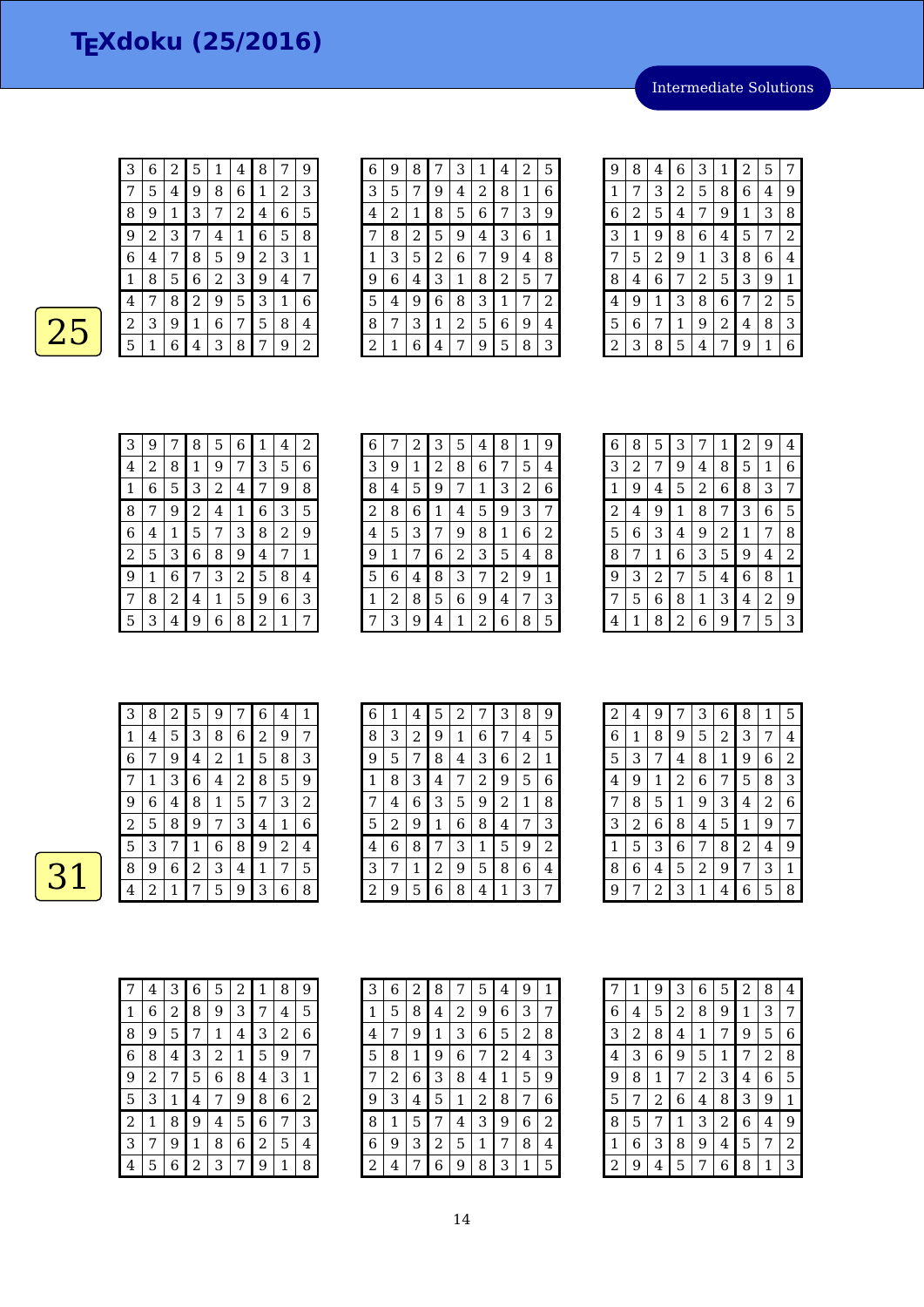# TEXdoku (25/2016)

Intermediate Solutions

25

| | | | | | | | | |
|---|---|---|---|---|---|---|---|---|
| 3 | 6 | 2 | 5 | 1 | 4 | 8 | 7 | 9 |
| 7 | 5 | 4 | 9 | 8 | 6 | 1 | 2 | 3 |
| 8 | 9 | 1 | 3 | 7 | 2 | 4 | 6 | 5 |
| 9 | 2 | 3 | 7 | 4 | 1 | 6 | 5 | 8 |
| 6 | 4 | 7 | 8 | 5 | 9 | 2 | 3 | 1 |
| 1 | 8 | 5 | 6 | 2 | 3 | 9 | 4 | 7 |
| 4 | 7 | 8 | 2 | 9 | 5 | 3 | 1 | 6 |
| 2 | 3 | 9 | 1 | 6 | 7 | 5 | 8 | 4 |
| 5 | 1 | 6 | 4 | 3 | 8 | 7 | 9 | 2 |

| | | | | | | | | |
|---|---|---|---|---|---|---|---|---|
| 6 | 9 | 8 | 7 | 3 | 1 | 4 | 2 | 5 |
| 3 | 5 | 7 | 9 | 4 | 2 | 8 | 1 | 6 |
| 4 | 2 | 1 | 8 | 5 | 6 | 7 | 3 | 9 |
| 7 | 8 | 2 | 5 | 9 | 4 | 3 | 6 | 1 |
| 1 | 3 | 5 | 2 | 6 | 7 | 9 | 4 | 8 |
| 9 | 6 | 4 | 3 | 1 | 8 | 2 | 5 | 7 |
| 5 | 4 | 9 | 6 | 8 | 3 | 1 | 7 | 2 |
| 8 | 7 | 3 | 1 | 2 | 5 | 6 | 9 | 4 |
| 2 | 1 | 6 | 4 | 7 | 9 | 5 | 8 | 3 |

| | | | | | | | | |
|---|---|---|---|---|---|---|---|---|
| 9 | 8 | 4 | 6 | 3 | 1 | 2 | 5 | 7 |
| 1 | 7 | 3 | 2 | 5 | 8 | 6 | 4 | 9 |
| 6 | 2 | 5 | 4 | 7 | 9 | 1 | 3 | 8 |
| 3 | 1 | 9 | 8 | 6 | 4 | 5 | 7 | 2 |
| 7 | 5 | 2 | 9 | 1 | 3 | 8 | 6 | 4 |
| 8 | 4 | 6 | 7 | 2 | 5 | 3 | 9 | 1 |
| 4 | 9 | 1 | 3 | 8 | 6 | 7 | 2 | 5 |
| 5 | 6 | 7 | 1 | 9 | 2 | 4 | 8 | 3 |
| 2 | 3 | 8 | 5 | 4 | 7 | 9 | 1 | 6 |

| | | | | | | | | |
|---|---|---|---|---|---|---|---|---|
| 3 | 9 | 7 | 8 | 5 | 6 | 1 | 4 | 2 |
| 4 | 2 | 8 | 1 | 9 | 7 | 3 | 5 | 6 |
| 1 | 6 | 5 | 3 | 2 | 4 | 7 | 9 | 8 |
| 8 | 7 | 9 | 2 | 4 | 1 | 6 | 3 | 5 |
| 6 | 4 | 1 | 5 | 7 | 3 | 8 | 2 | 9 |
| 2 | 5 | 3 | 6 | 8 | 9 | 4 | 7 | 1 |
| 9 | 1 | 6 | 7 | 3 | 2 | 5 | 8 | 4 |
| 7 | 8 | 2 | 4 | 1 | 5 | 9 | 6 | 3 |
| 5 | 3 | 4 | 9 | 6 | 8 | 2 | 1 | 7 |

| | | | | | | | | |
|---|---|---|---|---|---|---|---|---|
| 6 | 7 | 2 | 3 | 5 | 4 | 8 | 1 | 9 |
| 3 | 9 | 1 | 2 | 8 | 6 | 7 | 5 | 4 |
| 8 | 4 | 5 | 9 | 7 | 1 | 3 | 2 | 6 |
| 2 | 8 | 6 | 1 | 4 | 5 | 9 | 3 | 7 |
| 4 | 5 | 3 | 7 | 9 | 8 | 1 | 6 | 2 |
| 9 | 1 | 7 | 6 | 2 | 3 | 5 | 4 | 8 |
| 5 | 6 | 4 | 8 | 3 | 7 | 2 | 9 | 1 |
| 1 | 2 | 8 | 5 | 6 | 9 | 4 | 7 | 3 |
| 7 | 3 | 9 | 4 | 1 | 2 | 6 | 8 | 5 |

| | | | | | | | | |
|---|---|---|---|---|---|---|---|---|
| 6 | 8 | 5 | 3 | 7 | 1 | 2 | 9 | 4 |
| 3 | 2 | 7 | 9 | 4 | 8 | 5 | 1 | 6 |
| 1 | 9 | 4 | 5 | 2 | 6 | 8 | 3 | 7 |
| 2 | 4 | 9 | 1 | 8 | 7 | 3 | 6 | 5 |
| 5 | 6 | 3 | 4 | 9 | 2 | 1 | 7 | 8 |
| 8 | 7 | 1 | 6 | 3 | 5 | 9 | 4 | 2 |
| 9 | 3 | 2 | 7 | 5 | 4 | 6 | 8 | 1 |
| 7 | 5 | 6 | 8 | 1 | 3 | 4 | 2 | 9 |
| 4 | 1 | 8 | 2 | 6 | 9 | 7 | 5 | 3 |

31

| | | | | | | | | |
|---|---|---|---|---|---|---|---|---|
| 3 | 8 | 2 | 5 | 9 | 7 | 6 | 4 | 1 |
| 1 | 4 | 5 | 3 | 8 | 6 | 2 | 9 | 7 |
| 6 | 7 | 9 | 4 | 2 | 1 | 5 | 8 | 3 |
| 7 | 1 | 3 | 6 | 4 | 2 | 8 | 5 | 9 |
| 9 | 6 | 4 | 8 | 1 | 5 | 7 | 3 | 2 |
| 2 | 5 | 8 | 9 | 7 | 3 | 4 | 1 | 6 |
| 5 | 3 | 7 | 1 | 6 | 8 | 9 | 2 | 4 |
| 8 | 9 | 6 | 2 | 3 | 4 | 1 | 7 | 5 |
| 4 | 2 | 1 | 7 | 5 | 9 | 3 | 6 | 8 |

| | | | | | | | | |
|---|---|---|---|---|---|---|---|---|
| 6 | 1 | 4 | 5 | 2 | 7 | 3 | 8 | 9 |
| 8 | 3 | 2 | 9 | 1 | 6 | 7 | 4 | 5 |
| 9 | 5 | 7 | 8 | 4 | 3 | 6 | 2 | 1 |
| 1 | 8 | 3 | 4 | 7 | 2 | 9 | 5 | 6 |
| 7 | 4 | 6 | 3 | 5 | 9 | 2 | 1 | 8 |
| 5 | 2 | 9 | 1 | 6 | 8 | 4 | 7 | 3 |
| 4 | 6 | 8 | 7 | 3 | 1 | 5 | 9 | 2 |
| 3 | 7 | 1 | 2 | 9 | 5 | 8 | 6 | 4 |
| 2 | 9 | 5 | 6 | 8 | 4 | 1 | 3 | 7 |

| | | | | | | | | |
|---|---|---|---|---|---|---|---|---|
| 2 | 4 | 9 | 7 | 3 | 6 | 8 | 1 | 5 |
| 6 | 1 | 8 | 9 | 5 | 2 | 3 | 7 | 4 |
| 5 | 3 | 7 | 4 | 8 | 1 | 9 | 6 | 2 |
| 4 | 9 | 1 | 2 | 6 | 7 | 5 | 8 | 3 |
| 7 | 8 | 5 | 1 | 9 | 3 | 4 | 2 | 6 |
| 3 | 2 | 6 | 8 | 4 | 5 | 1 | 9 | 7 |
| 1 | 5 | 3 | 6 | 7 | 8 | 2 | 4 | 9 |
| 8 | 6 | 4 | 5 | 2 | 9 | 7 | 3 | 1 |
| 9 | 7 | 2 | 3 | 1 | 4 | 6 | 5 | 8 |

| | | | | | | | | |
|---|---|---|---|---|---|---|---|---|
| 7 | 4 | 3 | 6 | 5 | 2 | 1 | 8 | 9 |
| 1 | 6 | 2 | 8 | 9 | 3 | 7 | 4 | 5 |
| 8 | 9 | 5 | 7 | 1 | 4 | 3 | 2 | 6 |
| 6 | 8 | 4 | 3 | 2 | 1 | 5 | 9 | 7 |
| 9 | 2 | 7 | 5 | 6 | 8 | 4 | 3 | 1 |
| 5 | 3 | 1 | 4 | 7 | 9 | 8 | 6 | 2 |
| 2 | 1 | 8 | 9 | 4 | 5 | 6 | 7 | 3 |
| 3 | 7 | 9 | 1 | 8 | 6 | 2 | 5 | 4 |
| 4 | 5 | 6 | 2 | 3 | 7 | 9 | 1 | 8 |

| | | | | | | | | |
|---|---|---|---|---|---|---|---|---|
| 3 | 6 | 2 | 8 | 7 | 5 | 4 | 9 | 1 |
| 1 | 5 | 8 | 4 | 2 | 9 | 6 | 3 | 7 |
| 4 | 7 | 9 | 1 | 3 | 6 | 5 | 2 | 8 |
| 5 | 8 | 1 | 9 | 6 | 7 | 2 | 4 | 3 |
| 7 | 2 | 6 | 3 | 8 | 4 | 1 | 5 | 9 |
| 9 | 3 | 4 | 5 | 1 | 2 | 8 | 7 | 6 |
| 8 | 1 | 5 | 7 | 4 | 3 | 9 | 6 | 2 |
| 6 | 9 | 3 | 2 | 5 | 1 | 7 | 8 | 4 |
| 2 | 4 | 7 | 6 | 9 | 8 | 3 | 1 | 5 |

| | | | | | | | | |
|---|---|---|---|---|---|---|---|---|
| 7 | 1 | 9 | 3 | 6 | 5 | 2 | 8 | 4 |
| 6 | 4 | 5 | 2 | 8 | 9 | 1 | 3 | 7 |
| 3 | 2 | 8 | 4 | 1 | 7 | 9 | 5 | 6 |
| 4 | 3 | 6 | 9 | 5 | 1 | 7 | 2 | 8 |
| 9 | 8 | 1 | 7 | 2 | 3 | 4 | 6 | 5 |
| 5 | 7 | 2 | 6 | 4 | 8 | 3 | 9 | 1 |
| 8 | 5 | 7 | 1 | 3 | 2 | 6 | 4 | 9 |
| 1 | 6 | 3 | 8 | 9 | 4 | 5 | 7 | 2 |
| 2 | 9 | 4 | 5 | 7 | 6 | 8 | 1 | 3 |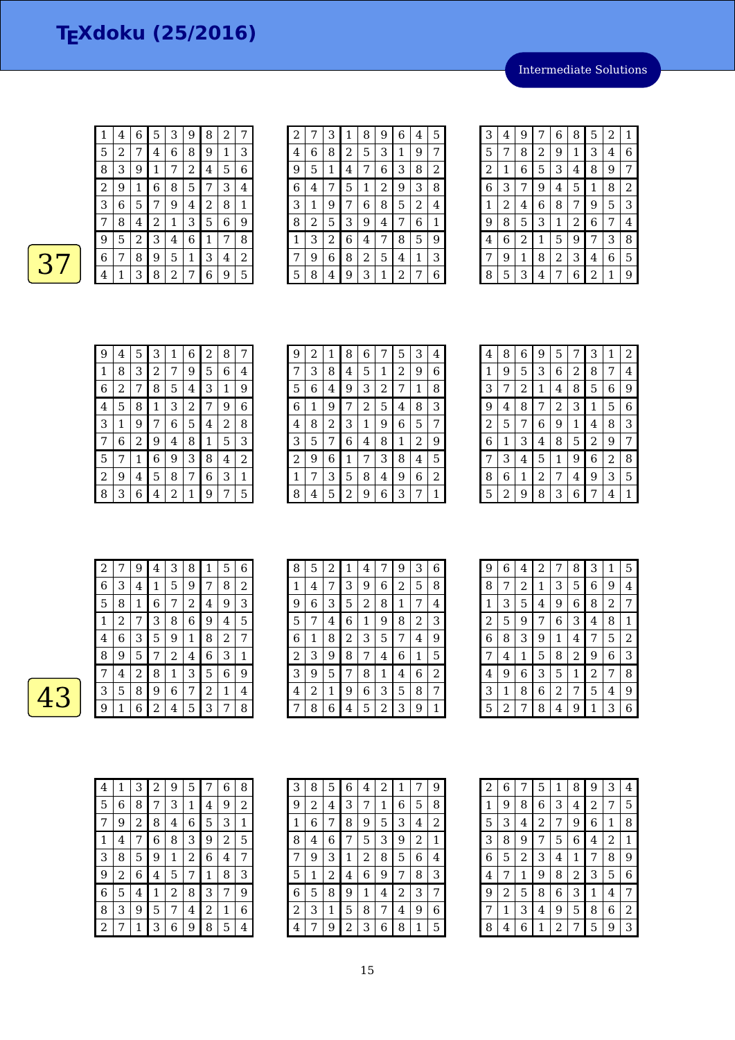# TEXdoku (25/2016)

Intermediate Solutions

37

| | | | | | | | | |
|---|---|---|---|---|---|---|---|---|
| 1 | 4 | 6 | 5 | 3 | 9 | 8 | 2 | 7 |
| 5 | 2 | 7 | 4 | 6 | 8 | 9 | 1 | 3 |
| 8 | 3 | 9 | 1 | 7 | 2 | 4 | 5 | 6 |
| 2 | 9 | 1 | 6 | 8 | 5 | 7 | 3 | 4 |
| 3 | 6 | 5 | 7 | 9 | 4 | 2 | 8 | 1 |
| 7 | 8 | 4 | 2 | 1 | 3 | 5 | 6 | 9 |
| 9 | 5 | 2 | 3 | 4 | 6 | 1 | 7 | 8 |
| 6 | 7 | 8 | 9 | 5 | 1 | 3 | 4 | 2 |
| 4 | 1 | 3 | 8 | 2 | 7 | 6 | 9 | 5 |

| | | | | | | | | |
|---|---|---|---|---|---|---|---|---|
| 2 | 7 | 3 | 1 | 8 | 9 | 6 | 4 | 5 |
| 4 | 6 | 8 | 2 | 5 | 3 | 1 | 9 | 7 |
| 9 | 5 | 1 | 4 | 7 | 6 | 3 | 8 | 2 |
| 6 | 4 | 7 | 5 | 1 | 2 | 9 | 3 | 8 |
| 3 | 1 | 9 | 7 | 6 | 8 | 5 | 2 | 4 |
| 8 | 2 | 5 | 3 | 9 | 4 | 7 | 6 | 1 |
| 1 | 3 | 2 | 6 | 4 | 7 | 8 | 5 | 9 |
| 7 | 9 | 6 | 8 | 2 | 5 | 4 | 1 | 3 |
| 5 | 8 | 4 | 9 | 3 | 1 | 2 | 7 | 6 |

| | | | | | | | | |
|---|---|---|---|---|---|---|---|---|
| 3 | 4 | 9 | 7 | 6 | 8 | 5 | 2 | 1 |
| 5 | 7 | 8 | 2 | 9 | 1 | 3 | 4 | 6 |
| 2 | 1 | 6 | 5 | 3 | 4 | 8 | 9 | 7 |
| 6 | 3 | 7 | 9 | 4 | 5 | 1 | 8 | 2 |
| 1 | 2 | 4 | 6 | 8 | 7 | 9 | 5 | 3 |
| 9 | 8 | 5 | 3 | 1 | 2 | 6 | 7 | 4 |
| 4 | 6 | 2 | 1 | 5 | 9 | 7 | 3 | 8 |
| 7 | 9 | 1 | 8 | 2 | 3 | 4 | 6 | 5 |
| 8 | 5 | 3 | 4 | 7 | 6 | 2 | 1 | 9 |

| | | | | | | | | |
|---|---|---|---|---|---|---|---|---|
| 9 | 4 | 5 | 3 | 1 | 6 | 2 | 8 | 7 |
| 1 | 8 | 3 | 2 | 7 | 9 | 5 | 6 | 4 |
| 6 | 2 | 7 | 8 | 5 | 4 | 3 | 1 | 9 |
| 4 | 5 | 8 | 1 | 3 | 2 | 7 | 9 | 6 |
| 3 | 1 | 9 | 7 | 6 | 5 | 4 | 2 | 8 |
| 7 | 6 | 2 | 9 | 4 | 8 | 1 | 5 | 3 |
| 5 | 7 | 1 | 6 | 9 | 3 | 8 | 4 | 2 |
| 2 | 9 | 4 | 5 | 8 | 7 | 6 | 3 | 1 |
| 8 | 3 | 6 | 4 | 2 | 1 | 9 | 7 | 5 |

| | | | | | | | | |
|---|---|---|---|---|---|---|---|---|
| 9 | 2 | 1 | 8 | 6 | 7 | 5 | 3 | 4 |
| 7 | 3 | 8 | 4 | 5 | 1 | 2 | 9 | 6 |
| 5 | 6 | 4 | 9 | 3 | 2 | 7 | 1 | 8 |
| 6 | 1 | 9 | 7 | 2 | 5 | 4 | 8 | 3 |
| 4 | 8 | 2 | 3 | 1 | 9 | 6 | 5 | 7 |
| 3 | 5 | 7 | 6 | 4 | 8 | 1 | 2 | 9 |
| 2 | 9 | 6 | 1 | 7 | 3 | 8 | 4 | 5 |
| 1 | 7 | 3 | 5 | 8 | 4 | 9 | 6 | 2 |
| 8 | 4 | 5 | 2 | 9 | 6 | 3 | 7 | 1 |

| | | | | | | | | |
|---|---|---|---|---|---|---|---|---|
| 4 | 8 | 6 | 9 | 5 | 7 | 3 | 1 | 2 |
| 1 | 9 | 5 | 3 | 6 | 2 | 8 | 7 | 4 |
| 3 | 7 | 2 | 1 | 4 | 8 | 5 | 6 | 9 |
| 9 | 4 | 8 | 7 | 2 | 3 | 1 | 5 | 6 |
| 2 | 5 | 7 | 6 | 9 | 1 | 4 | 8 | 3 |
| 6 | 1 | 3 | 4 | 8 | 5 | 2 | 9 | 7 |
| 7 | 3 | 4 | 5 | 1 | 9 | 6 | 2 | 8 |
| 8 | 6 | 1 | 2 | 7 | 4 | 9 | 3 | 5 |
| 5 | 2 | 9 | 8 | 3 | 6 | 7 | 4 | 1 |

43

| | | | | | | | | |
|---|---|---|---|---|---|---|---|---|
| 2 | 7 | 9 | 4 | 3 | 8 | 1 | 5 | 6 |
| 6 | 3 | 4 | 1 | 5 | 9 | 7 | 8 | 2 |
| 5 | 8 | 1 | 6 | 7 | 2 | 4 | 9 | 3 |
| 1 | 2 | 7 | 3 | 8 | 6 | 9 | 4 | 5 |
| 4 | 6 | 3 | 5 | 9 | 1 | 8 | 2 | 7 |
| 8 | 9 | 5 | 7 | 2 | 4 | 6 | 3 | 1 |
| 7 | 4 | 2 | 8 | 1 | 3 | 5 | 6 | 9 |
| 3 | 5 | 8 | 9 | 6 | 7 | 2 | 1 | 4 |
| 9 | 1 | 6 | 2 | 4 | 5 | 3 | 7 | 8 |

| | | | | | | | | |
|---|---|---|---|---|---|---|---|---|
| 8 | 5 | 2 | 1 | 4 | 7 | 9 | 3 | 6 |
| 1 | 4 | 7 | 3 | 9 | 6 | 2 | 5 | 8 |
| 9 | 6 | 3 | 5 | 2 | 8 | 1 | 7 | 4 |
| 5 | 7 | 4 | 6 | 1 | 9 | 8 | 2 | 3 |
| 6 | 1 | 8 | 2 | 3 | 5 | 7 | 4 | 9 |
| 2 | 3 | 9 | 8 | 7 | 4 | 6 | 1 | 5 |
| 3 | 9 | 5 | 7 | 8 | 1 | 4 | 6 | 2 |
| 4 | 2 | 1 | 9 | 6 | 3 | 5 | 8 | 7 |
| 7 | 8 | 6 | 4 | 5 | 2 | 3 | 9 | 1 |

| | | | | | | | | |
|---|---|---|---|---|---|---|---|---|
| 9 | 6 | 4 | 2 | 7 | 8 | 3 | 1 | 5 |
| 8 | 7 | 2 | 1 | 3 | 5 | 6 | 9 | 4 |
| 1 | 3 | 5 | 4 | 9 | 6 | 8 | 2 | 7 |
| 2 | 5 | 9 | 7 | 6 | 3 | 4 | 8 | 1 |
| 6 | 8 | 3 | 9 | 1 | 4 | 7 | 5 | 2 |
| 7 | 4 | 1 | 5 | 8 | 2 | 9 | 6 | 3 |
| 4 | 9 | 6 | 3 | 5 | 1 | 2 | 7 | 8 |
| 3 | 1 | 8 | 6 | 2 | 7 | 5 | 4 | 9 |
| 5 | 2 | 7 | 8 | 4 | 9 | 1 | 3 | 6 |

| | | | | | | | | |
|---|---|---|---|---|---|---|---|---|
| 4 | 1 | 3 | 2 | 9 | 5 | 7 | 6 | 8 |
| 5 | 6 | 8 | 7 | 3 | 1 | 4 | 9 | 2 |
| 7 | 9 | 2 | 8 | 4 | 6 | 5 | 3 | 1 |
| 1 | 4 | 7 | 6 | 8 | 3 | 9 | 2 | 5 |
| 3 | 8 | 5 | 9 | 1 | 2 | 6 | 4 | 7 |
| 9 | 2 | 6 | 4 | 5 | 7 | 1 | 8 | 3 |
| 6 | 5 | 4 | 1 | 2 | 8 | 3 | 7 | 9 |
| 8 | 3 | 9 | 5 | 7 | 4 | 2 | 1 | 6 |
| 2 | 7 | 1 | 3 | 6 | 9 | 8 | 5 | 4 |

| | | | | | | | | |
|---|---|---|---|---|---|---|---|---|
| 3 | 8 | 5 | 6 | 4 | 2 | 1 | 7 | 9 |
| 9 | 2 | 4 | 3 | 7 | 1 | 6 | 5 | 8 |
| 1 | 6 | 7 | 8 | 9 | 5 | 3 | 4 | 2 |
| 8 | 4 | 6 | 7 | 5 | 3 | 9 | 2 | 1 |
| 7 | 9 | 3 | 1 | 2 | 8 | 5 | 6 | 4 |
| 5 | 1 | 2 | 4 | 6 | 9 | 7 | 8 | 3 |
| 6 | 5 | 8 | 9 | 1 | 4 | 2 | 3 | 7 |
| 2 | 3 | 1 | 5 | 8 | 7 | 4 | 9 | 6 |
| 4 | 7 | 9 | 2 | 3 | 6 | 8 | 1 | 5 |

| | | | | | | | | |
|---|---|---|---|---|---|---|---|---|
| 2 | 6 | 7 | 5 | 1 | 8 | 9 | 3 | 4 |
| 1 | 9 | 8 | 6 | 3 | 4 | 2 | 7 | 5 |
| 5 | 3 | 4 | 2 | 7 | 9 | 6 | 1 | 8 |
| 3 | 8 | 9 | 7 | 5 | 6 | 4 | 2 | 1 |
| 6 | 5 | 2 | 3 | 4 | 1 | 7 | 8 | 9 |
| 4 | 7 | 1 | 9 | 8 | 2 | 3 | 5 | 6 |
| 9 | 2 | 5 | 8 | 6 | 3 | 1 | 4 | 7 |
| 7 | 1 | 3 | 4 | 9 | 5 | 8 | 6 | 2 |
| 8 | 4 | 6 | 1 | 2 | 7 | 5 | 9 | 3 |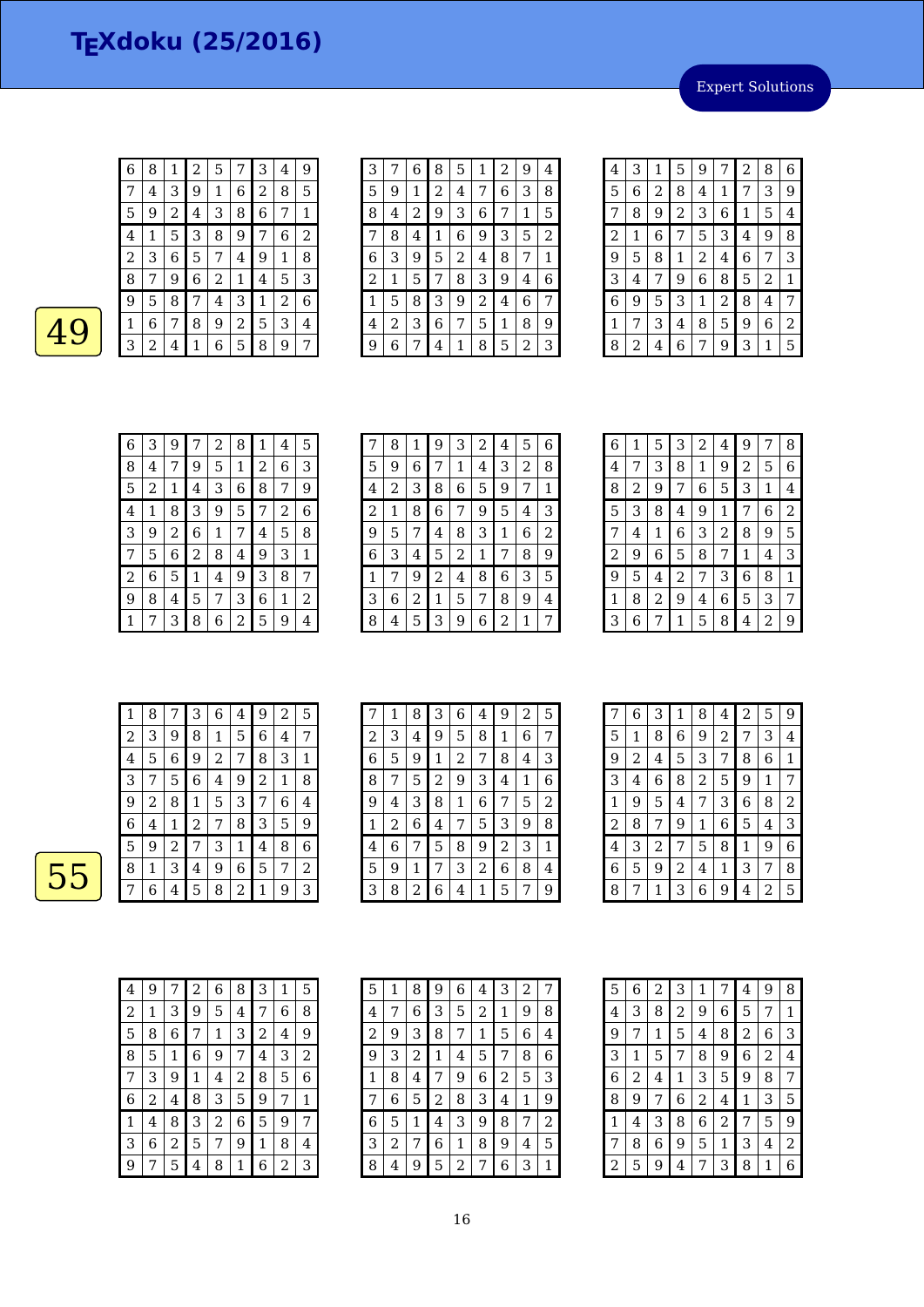# TEXdoku (25/2016)

Expert Solutions

**49**

| | | | | | | | | |
|---|---|---|---|---|---|---|---|---|
| 6 | 8 | 1 | 2 | 5 | 7 | 3 | 4 | 9 |
| 7 | 4 | 3 | 9 | 1 | 6 | 2 | 8 | 5 |
| 5 | 9 | 2 | 4 | 3 | 8 | 6 | 7 | 1 |
| 4 | 1 | 5 | 3 | 8 | 9 | 7 | 6 | 2 |
| 2 | 3 | 6 | 5 | 7 | 4 | 9 | 1 | 8 |
| 8 | 7 | 9 | 6 | 2 | 1 | 4 | 5 | 3 |
| 9 | 5 | 8 | 7 | 4 | 3 | 1 | 2 | 6 |
| 1 | 6 | 7 | 8 | 9 | 2 | 5 | 3 | 4 |
| 3 | 2 | 4 | 1 | 6 | 5 | 8 | 9 | 7 |

| | | | | | | | | |
|---|---|---|---|---|---|---|---|---|
| 3 | 7 | 6 | 8 | 5 | 1 | 2 | 9 | 4 |
| 5 | 9 | 1 | 2 | 4 | 7 | 6 | 3 | 8 |
| 8 | 4 | 2 | 9 | 3 | 6 | 7 | 1 | 5 |
| 7 | 8 | 4 | 1 | 6 | 9 | 3 | 5 | 2 |
| 6 | 3 | 9 | 5 | 2 | 4 | 8 | 7 | 1 |
| 2 | 1 | 5 | 7 | 8 | 3 | 9 | 4 | 6 |
| 1 | 5 | 8 | 3 | 9 | 2 | 4 | 6 | 7 |
| 4 | 2 | 3 | 6 | 7 | 5 | 1 | 8 | 9 |
| 9 | 6 | 7 | 4 | 1 | 8 | 5 | 2 | 3 |

| | | | | | | | | |
|---|---|---|---|---|---|---|---|---|
| 4 | 3 | 1 | 5 | 9 | 7 | 2 | 8 | 6 |
| 5 | 6 | 2 | 8 | 4 | 1 | 7 | 3 | 9 |
| 7 | 8 | 9 | 2 | 3 | 6 | 1 | 5 | 4 |
| 2 | 1 | 6 | 7 | 5 | 3 | 4 | 9 | 8 |
| 9 | 5 | 8 | 1 | 2 | 4 | 6 | 7 | 3 |
| 3 | 4 | 7 | 9 | 6 | 8 | 5 | 2 | 1 |
| 6 | 9 | 5 | 3 | 1 | 2 | 8 | 4 | 7 |
| 1 | 7 | 3 | 4 | 8 | 5 | 9 | 6 | 2 |
| 8 | 2 | 4 | 6 | 7 | 9 | 3 | 1 | 5 |

| | | | | | | | | |
|---|---|---|---|---|---|---|---|---|
| 6 | 3 | 9 | 7 | 2 | 8 | 1 | 4 | 5 |
| 8 | 4 | 7 | 9 | 5 | 1 | 2 | 6 | 3 |
| 5 | 2 | 1 | 4 | 3 | 6 | 8 | 7 | 9 |
| 4 | 1 | 8 | 3 | 9 | 5 | 7 | 2 | 6 |
| 3 | 9 | 2 | 6 | 1 | 7 | 4 | 5 | 8 |
| 7 | 5 | 6 | 2 | 8 | 4 | 9 | 3 | 1 |
| 2 | 6 | 5 | 1 | 4 | 9 | 3 | 8 | 7 |
| 9 | 8 | 4 | 5 | 7 | 3 | 6 | 1 | 2 |
| 1 | 7 | 3 | 8 | 6 | 2 | 5 | 9 | 4 |

| | | | | | | | | |
|---|---|---|---|---|---|---|---|---|
| 7 | 8 | 1 | 9 | 3 | 2 | 4 | 5 | 6 |
| 5 | 9 | 6 | 7 | 1 | 4 | 3 | 2 | 8 |
| 4 | 2 | 3 | 8 | 6 | 5 | 9 | 7 | 1 |
| 2 | 1 | 8 | 6 | 7 | 9 | 5 | 4 | 3 |
| 9 | 5 | 7 | 4 | 8 | 3 | 1 | 6 | 2 |
| 6 | 3 | 4 | 5 | 2 | 1 | 7 | 8 | 9 |
| 1 | 7 | 9 | 2 | 4 | 8 | 6 | 3 | 5 |
| 3 | 6 | 2 | 1 | 5 | 7 | 8 | 9 | 4 |
| 8 | 4 | 5 | 3 | 9 | 6 | 2 | 1 | 7 |

| | | | | | | | | |
|---|---|---|---|---|---|---|---|---|
| 6 | 1 | 5 | 3 | 2 | 4 | 9 | 7 | 8 |
| 4 | 7 | 3 | 8 | 1 | 9 | 2 | 5 | 6 |
| 8 | 2 | 9 | 7 | 6 | 5 | 3 | 1 | 4 |
| 5 | 3 | 8 | 4 | 9 | 1 | 7 | 6 | 2 |
| 7 | 4 | 1 | 6 | 3 | 2 | 8 | 9 | 5 |
| 2 | 9 | 6 | 5 | 8 | 7 | 1 | 4 | 3 |
| 9 | 5 | 4 | 2 | 7 | 3 | 6 | 8 | 1 |
| 1 | 8 | 2 | 9 | 4 | 6 | 5 | 3 | 7 |
| 3 | 6 | 7 | 1 | 5 | 8 | 4 | 2 | 9 |

**55**

| | | | | | | | | |
|---|---|---|---|---|---|---|---|---|
| 1 | 8 | 7 | 3 | 6 | 4 | 9 | 2 | 5 |
| 2 | 3 | 9 | 8 | 1 | 5 | 6 | 4 | 7 |
| 4 | 5 | 6 | 9 | 2 | 7 | 8 | 3 | 1 |
| 3 | 7 | 5 | 6 | 4 | 9 | 2 | 1 | 8 |
| 9 | 2 | 8 | 1 | 5 | 3 | 7 | 6 | 4 |
| 6 | 4 | 1 | 2 | 7 | 8 | 3 | 5 | 9 |
| 5 | 9 | 2 | 7 | 3 | 1 | 4 | 8 | 6 |
| 8 | 1 | 3 | 4 | 9 | 6 | 5 | 7 | 2 |
| 7 | 6 | 4 | 5 | 8 | 2 | 1 | 9 | 3 |

| | | | | | | | | |
|---|---|---|---|---|---|---|---|---|
| 7 | 1 | 8 | 3 | 6 | 4 | 9 | 2 | 5 |
| 2 | 3 | 4 | 9 | 5 | 8 | 1 | 6 | 7 |
| 6 | 5 | 9 | 1 | 2 | 7 | 8 | 4 | 3 |
| 8 | 7 | 5 | 2 | 9 | 3 | 4 | 1 | 6 |
| 9 | 4 | 3 | 8 | 1 | 6 | 7 | 5 | 2 |
| 1 | 2 | 6 | 4 | 7 | 5 | 3 | 9 | 8 |
| 4 | 6 | 7 | 5 | 8 | 9 | 2 | 3 | 1 |
| 5 | 9 | 1 | 7 | 3 | 2 | 6 | 8 | 4 |
| 3 | 8 | 2 | 6 | 4 | 1 | 5 | 7 | 9 |

| | | | | | | | | |
|---|---|---|---|---|---|---|---|---|
| 7 | 6 | 3 | 1 | 8 | 4 | 2 | 5 | 9 |
| 5 | 1 | 8 | 6 | 9 | 2 | 7 | 3 | 4 |
| 9 | 2 | 4 | 5 | 3 | 7 | 8 | 6 | 1 |
| 3 | 4 | 6 | 8 | 2 | 5 | 9 | 1 | 7 |
| 1 | 9 | 5 | 4 | 7 | 3 | 6 | 8 | 2 |
| 2 | 8 | 7 | 9 | 1 | 6 | 5 | 4 | 3 |
| 4 | 3 | 2 | 7 | 5 | 8 | 1 | 9 | 6 |
| 6 | 5 | 9 | 2 | 4 | 1 | 3 | 7 | 8 |
| 8 | 7 | 1 | 3 | 6 | 9 | 4 | 2 | 5 |

| | | | | | | | | |
|---|---|---|---|---|---|---|---|---|
| 4 | 9 | 7 | 2 | 6 | 8 | 3 | 1 | 5 |
| 2 | 1 | 3 | 9 | 5 | 4 | 7 | 6 | 8 |
| 5 | 8 | 6 | 7 | 1 | 3 | 2 | 4 | 9 |
| 8 | 5 | 1 | 6 | 9 | 7 | 4 | 3 | 2 |
| 7 | 3 | 9 | 1 | 4 | 2 | 8 | 5 | 6 |
| 6 | 2 | 4 | 8 | 3 | 5 | 9 | 7 | 1 |
| 1 | 4 | 8 | 3 | 2 | 6 | 5 | 9 | 7 |
| 3 | 6 | 2 | 5 | 7 | 9 | 1 | 8 | 4 |
| 9 | 7 | 5 | 4 | 8 | 1 | 6 | 2 | 3 |

| | | | | | | | | |
|---|---|---|---|---|---|---|---|---|
| 5 | 1 | 8 | 9 | 6 | 4 | 3 | 2 | 7 |
| 4 | 7 | 6 | 3 | 5 | 2 | 1 | 9 | 8 |
| 2 | 9 | 3 | 8 | 7 | 1 | 5 | 6 | 4 |
| 9 | 3 | 2 | 1 | 4 | 5 | 7 | 8 | 6 |
| 1 | 8 | 4 | 7 | 9 | 6 | 2 | 5 | 3 |
| 7 | 6 | 5 | 2 | 8 | 3 | 4 | 1 | 9 |
| 6 | 5 | 1 | 4 | 3 | 9 | 8 | 7 | 2 |
| 3 | 2 | 7 | 6 | 1 | 8 | 9 | 4 | 5 |
| 8 | 4 | 9 | 5 | 2 | 7 | 6 | 3 | 1 |

| | | | | | | | | |
|---|---|---|---|---|---|---|---|---|
| 5 | 6 | 2 | 3 | 1 | 7 | 4 | 9 | 8 |
| 4 | 3 | 8 | 2 | 9 | 6 | 5 | 7 | 1 |
| 9 | 7 | 1 | 5 | 4 | 8 | 2 | 6 | 3 |
| 3 | 1 | 5 | 7 | 8 | 9 | 6 | 2 | 4 |
| 6 | 2 | 4 | 1 | 3 | 5 | 9 | 8 | 7 |
| 8 | 9 | 7 | 6 | 2 | 4 | 1 | 3 | 5 |
| 1 | 4 | 3 | 8 | 6 | 2 | 7 | 5 | 9 |
| 7 | 8 | 6 | 9 | 5 | 1 | 3 | 4 | 2 |
| 2 | 5 | 9 | 4 | 7 | 3 | 8 | 1 | 6 |